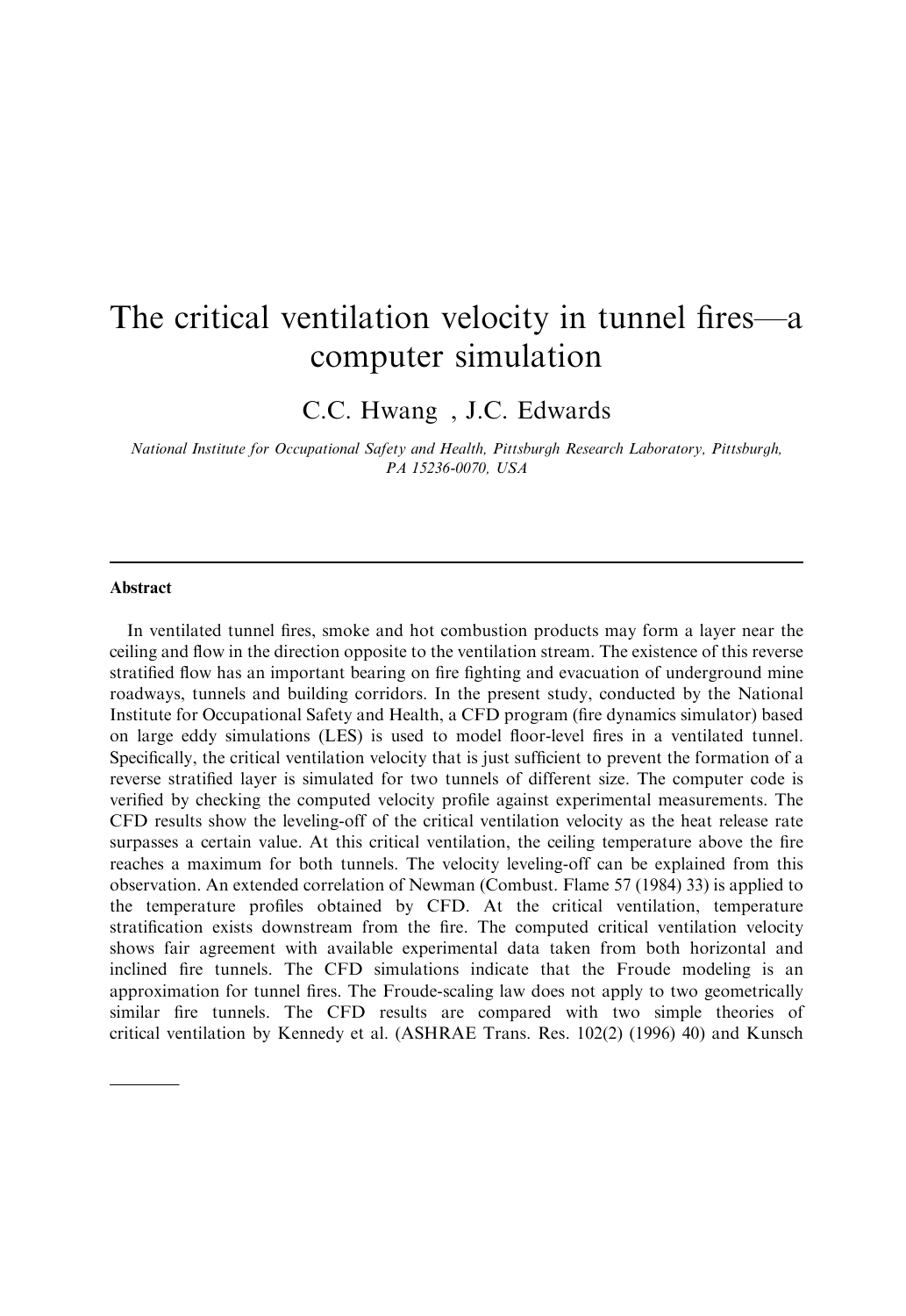# The critical ventilation velocity in tunnel fires—a computer simulation

C.C. Hwang , J.C. Edwards

*National Institute for Occupational Safety and Health, Pittsburgh Research Laboratory, Pittsburgh, PA 15236-0070, USA*

---

## Abstract

In ventilated tunnel fires, smoke and hot combustion products may form a layer near the ceiling and flow in the direction opposite to the ventilation stream. The existence of this reverse stratified flow has an important bearing on fire fighting and evacuation of underground mine roadways, tunnels and building corridors. In the present study, conducted by the National Institute for Occupational Safety and Health, a CFD program (fire dynamics simulator) based on large eddy simulations (LES) is used to model floor-level fires in a ventilated tunnel. Specifically, the critical ventilation velocity that is just sufficient to prevent the formation of a reverse stratified layer is simulated for two tunnels of different size. The computer code is verified by checking the computed velocity profile against experimental measurements. The CFD results show the leveling-off of the critical ventilation velocity as the heat release rate surpasses a certain value. At this critical ventilation, the ceiling temperature above the fire reaches a maximum for both tunnels. The velocity leveling-off can be explained from this observation. An extended correlation of Newman (Combust. Flame 57 (1984) 33) is applied to the temperature profiles obtained by CFD. At the critical ventilation, temperature stratification exists downstream from the fire. The computed critical ventilation velocity shows fair agreement with available experimental data taken from both horizontal and inclined fire tunnels. The CFD simulations indicate that the Froude modeling is an approximation for tunnel fires. The Froude-scaling law does not apply to two geometrically similar fire tunnels. The CFD results are compared with two simple theories of critical ventilation by Kennedy et al. (ASHRAE Trans. Res. 102(2) (1996) 40) and Kunsch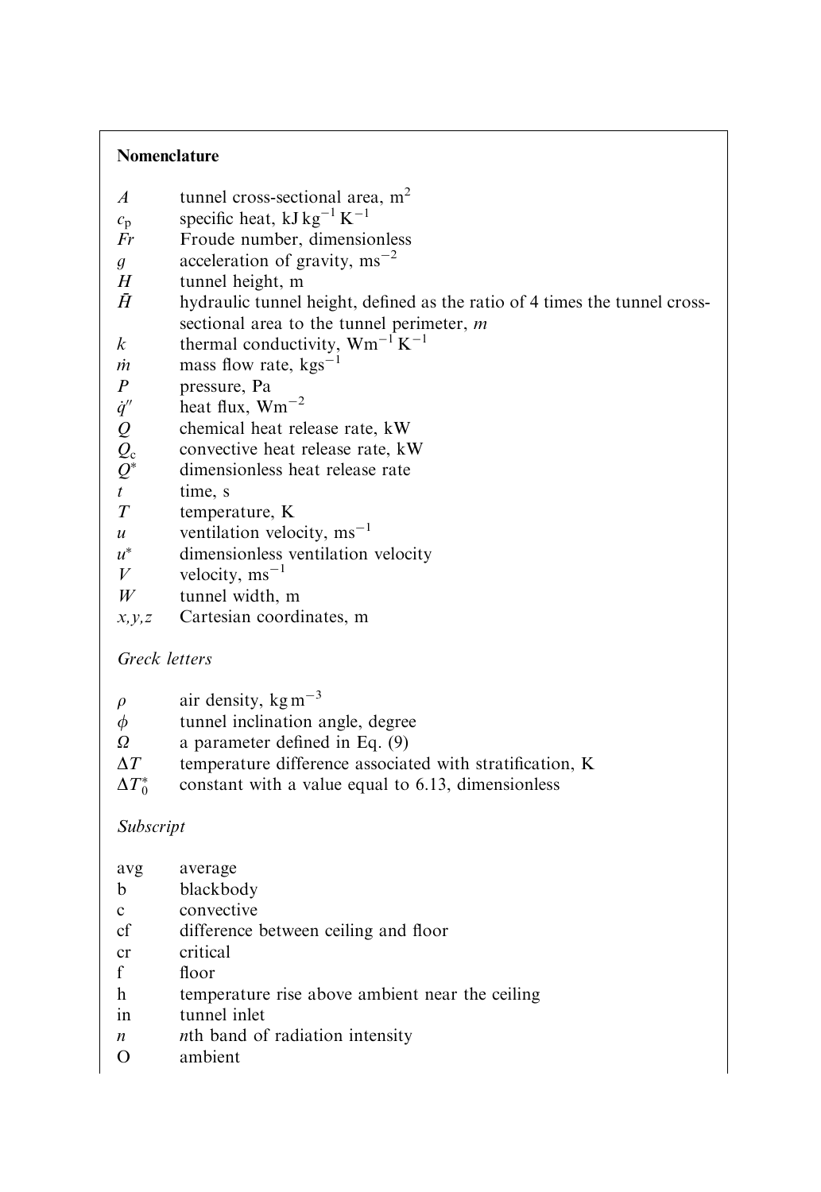## Nomenclature

| | |
|---|---|
| $A$ | tunnel cross-sectional area, $m^2$ |
| $c_p$ | specific heat, $kJ\,kg^{-1}\,K^{-1}$ |
| $Fr$ | Froude number, dimensionless |
| $g$ | acceleration of gravity, $ms^{-2}$ |
| $H$ | tunnel height, m |
| $\bar{H}$ | hydraulic tunnel height, defined as the ratio of 4 times the tunnel cross-sectional area to the tunnel perimeter, *m* |
| $k$ | thermal conductivity, $Wm^{-1}\,K^{-1}$ |
| $\dot{m}$ | mass flow rate, $kgs^{-1}$ |
| $P$ | pressure, Pa |
| $\dot{q}''$ | heat flux, $Wm^{-2}$ |
| $Q$ | chemical heat release rate, kW |
| $Q_c$ | convective heat release rate, kW |
| $Q^*$ | dimensionless heat release rate |
| $t$ | time, s |
| $T$ | temperature, K |
| $u$ | ventilation velocity, $ms^{-1}$ |
| $u^*$ | dimensionless ventilation velocity |
| $V$ | velocity, $ms^{-1}$ |
| $W$ | tunnel width, m |
| $x,y,z$ | Cartesian coordinates, m |

*Greck letters*

| | |
|---|---|
| $\rho$ | air density, $kg\,m^{-3}$ |
| $\phi$ | tunnel inclination angle, degree |
| $\Omega$ | a parameter defined in Eq. (9) |
| $\Delta T$ | temperature difference associated with stratification, K |
| $\Delta T_0^*$ | constant with a value equal to 6.13, dimensionless |

*Subscript*

| | |
|---|---|
| avg | average |
| b | blackbody |
| c | convective |
| cf | difference between ceiling and floor |
| cr | critical |
| f | floor |
| h | temperature rise above ambient near the ceiling |
| in | tunnel inlet |
| $n$ | *n*th band of radiation intensity |
| O | ambient |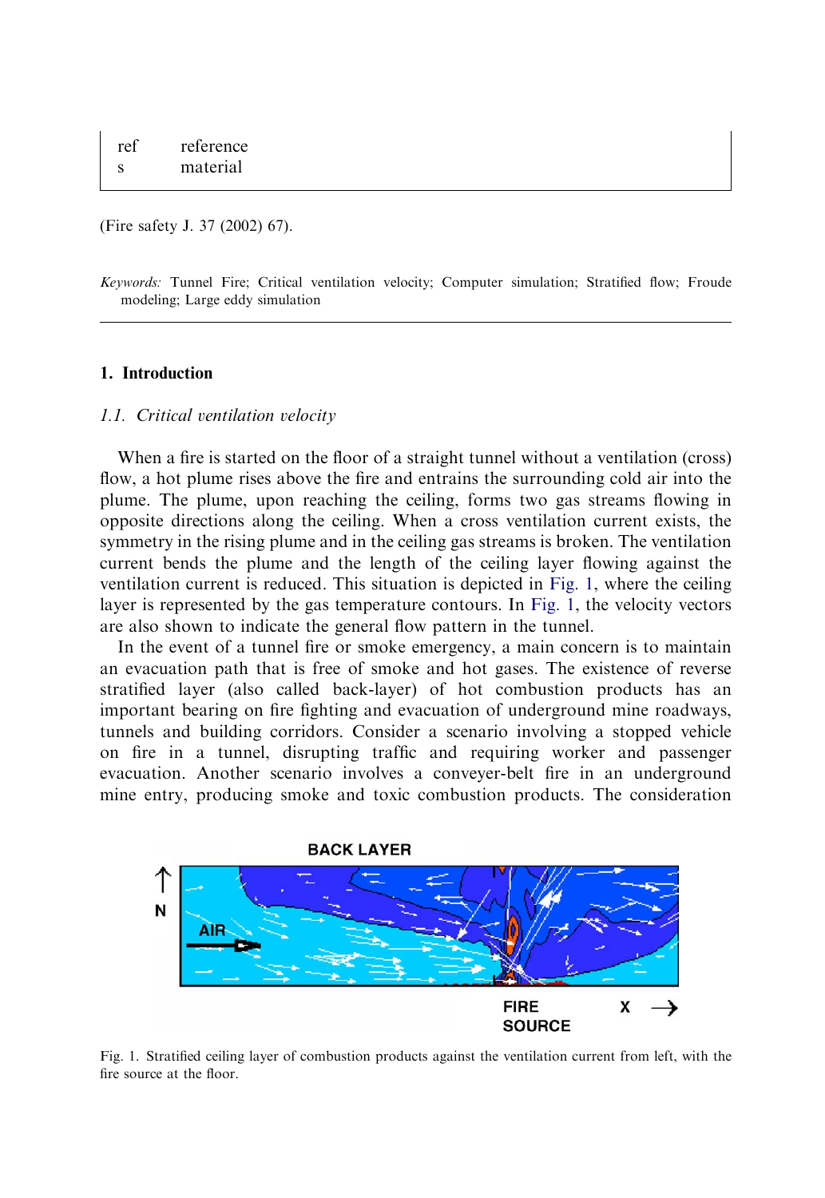| | |
|---|---|
| ref | reference |
| s | material |

(Fire safety J. 37 (2002) 67).

*Keywords:* Tunnel Fire; Critical ventilation velocity; Computer simulation; Stratified flow; Froude modeling; Large eddy simulation

## 1. Introduction

### *1.1. Critical ventilation velocity*

When a fire is started on the floor of a straight tunnel without a ventilation (cross) flow, a hot plume rises above the fire and entrains the surrounding cold air into the plume. The plume, upon reaching the ceiling, forms two gas streams flowing in opposite directions along the ceiling. When a cross ventilation current exists, the symmetry in the rising plume and in the ceiling gas streams is broken. The ventilation current bends the plume and the length of the ceiling layer flowing against the ventilation current is reduced. This situation is depicted in Fig. 1, where the ceiling layer is represented by the gas temperature contours. In Fig. 1, the velocity vectors are also shown to indicate the general flow pattern in the tunnel.

In the event of a tunnel fire or smoke emergency, a main concern is to maintain an evacuation path that is free of smoke and hot gases. The existence of reverse stratified layer (also called back-layer) of hot combustion products has an important bearing on fire fighting and evacuation of underground mine roadways, tunnels and building corridors. Consider a scenario involving a stopped vehicle on fire in a tunnel, disrupting traffic and requiring worker and passenger evacuation. Another scenario involves a conveyer-belt fire in an underground mine entry, producing smoke and toxic combustion products. The consideration

Fig. 1. Stratified ceiling layer of combustion products against the ventilation current from left, with the fire source at the floor.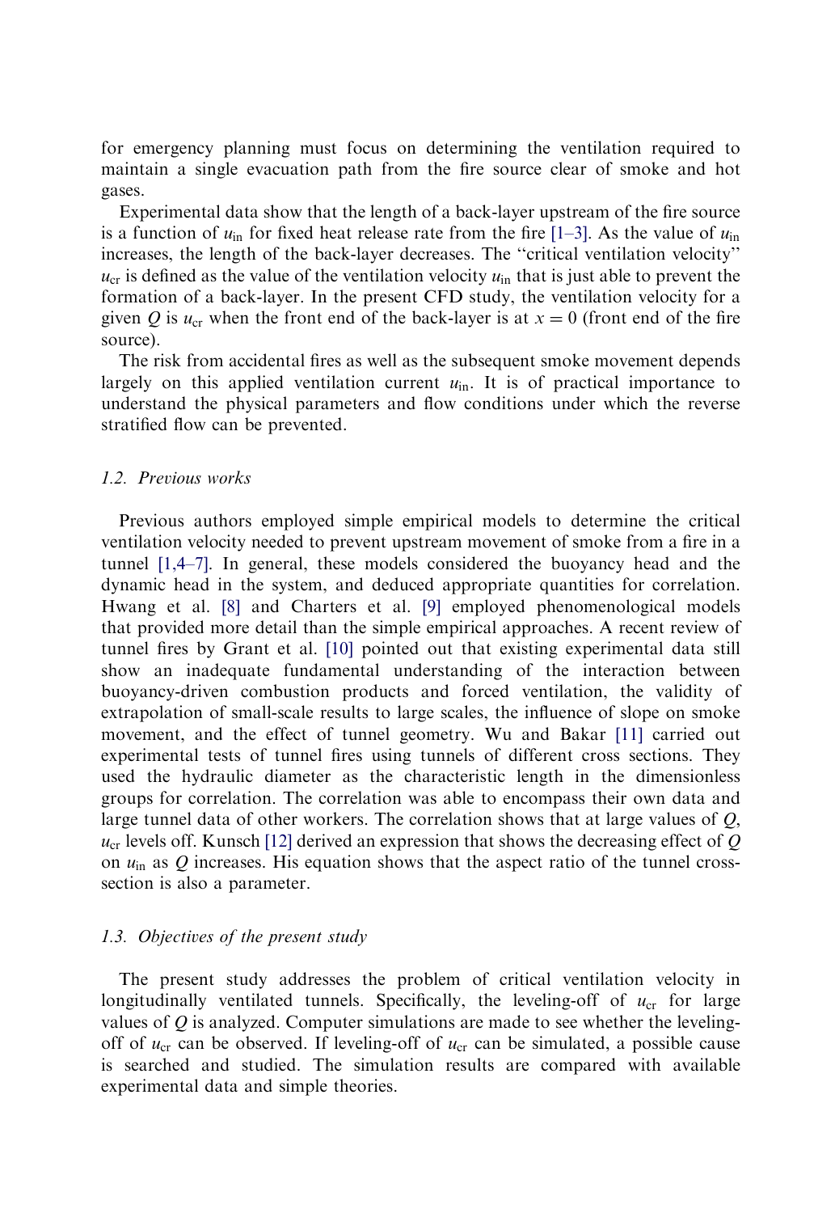for emergency planning must focus on determining the ventilation required to maintain a single evacuation path from the fire source clear of smoke and hot gases.

Experimental data show that the length of a back-layer upstream of the fire source is a function of $u_{in}$ for fixed heat release rate from the fire [1–3]. As the value of $u_{in}$ increases, the length of the back-layer decreases. The "critical ventilation velocity" $u_{cr}$ is defined as the value of the ventilation velocity $u_{in}$ that is just able to prevent the formation of a back-layer. In the present CFD study, the ventilation velocity for a given $Q$ is $u_{cr}$ when the front end of the back-layer is at $x = 0$ (front end of the fire source).

The risk from accidental fires as well as the subsequent smoke movement depends largely on this applied ventilation current $u_{in}$. It is of practical importance to understand the physical parameters and flow conditions under which the reverse stratified flow can be prevented.

### *1.2. Previous works*

Previous authors employed simple empirical models to determine the critical ventilation velocity needed to prevent upstream movement of smoke from a fire in a tunnel [1,4–7]. In general, these models considered the buoyancy head and the dynamic head in the system, and deduced appropriate quantities for correlation. Hwang et al. [8] and Charters et al. [9] employed phenomenological models that provided more detail than the simple empirical approaches. A recent review of tunnel fires by Grant et al. [10] pointed out that existing experimental data still show an inadequate fundamental understanding of the interaction between buoyancy-driven combustion products and forced ventilation, the validity of extrapolation of small-scale results to large scales, the influence of slope on smoke movement, and the effect of tunnel geometry. Wu and Bakar [11] carried out experimental tests of tunnel fires using tunnels of different cross sections. They used the hydraulic diameter as the characteristic length in the dimensionless groups for correlation. The correlation was able to encompass their own data and large tunnel data of other workers. The correlation shows that at large values of $Q$, $u_{cr}$ levels off. Kunsch [12] derived an expression that shows the decreasing effect of $Q$ on $u_{in}$ as $Q$ increases. His equation shows that the aspect ratio of the tunnel cross-section is also a parameter.

### *1.3. Objectives of the present study*

The present study addresses the problem of critical ventilation velocity in longitudinally ventilated tunnels. Specifically, the leveling-off of $u_{cr}$ for large values of $Q$ is analyzed. Computer simulations are made to see whether the leveling-off of $u_{cr}$ can be observed. If leveling-off of $u_{cr}$ can be simulated, a possible cause is searched and studied. The simulation results are compared with available experimental data and simple theories.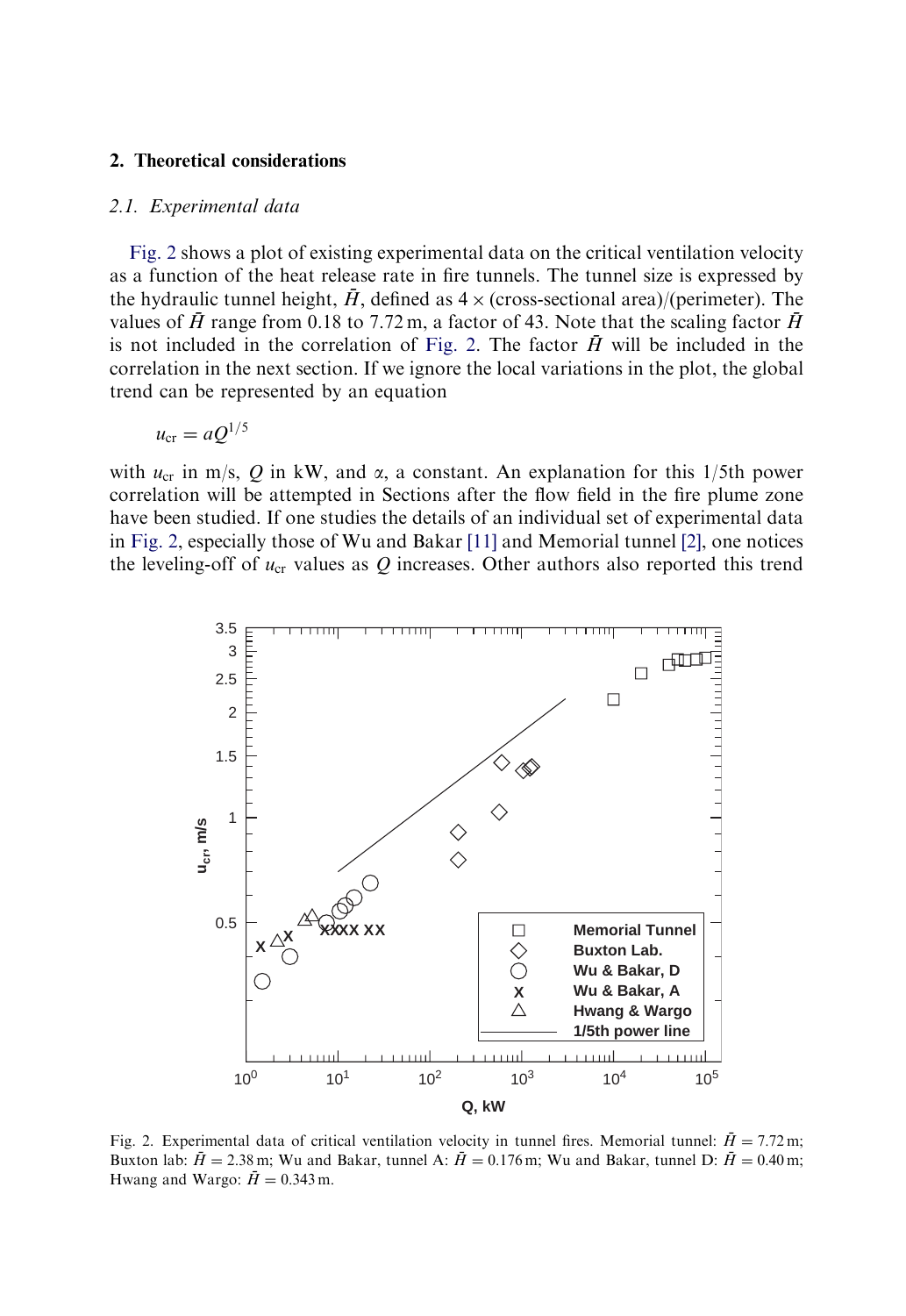## 2. Theoretical considerations

### 2.1. Experimental data

Fig. 2 shows a plot of existing experimental data on the critical ventilation velocity as a function of the heat release rate in fire tunnels. The tunnel size is expressed by the hydraulic tunnel height, $\bar{H}$, defined as $4 \times$ (cross-sectional area)/(perimeter). The values of $\bar{H}$ range from 0.18 to 7.72 m, a factor of 43. Note that the scaling factor $\bar{H}$ is not included in the correlation of Fig. 2. The factor $\bar{H}$ will be included in the correlation in the next section. If we ignore the local variations in the plot, the global trend can be represented by an equation

$$u_{\mathrm{cr}} = aQ^{1/5}$$

with $u_{\mathrm{cr}}$ in m/s, $Q$ in kW, and $\alpha$, a constant. An explanation for this 1/5th power correlation will be attempted in Sections after the flow field in the fire plume zone have been studied. If one studies the details of an individual set of experimental data in Fig. 2, especially those of Wu and Bakar [11] and Memorial tunnel [2], one notices the leveling-off of $u_{\mathrm{cr}}$ values as $Q$ increases. Other authors also reported this trend

Fig. 2. Experimental data of critical ventilation velocity in tunnel fires. Memorial tunnel: $\bar{H} = 7.72$ m; Buxton lab: $\bar{H} = 2.38$ m; Wu and Bakar, tunnel A: $\bar{H} = 0.176$ m; Wu and Bakar, tunnel D: $\bar{H} = 0.40$ m; Hwang and Wargo: $\bar{H} = 0.343$ m.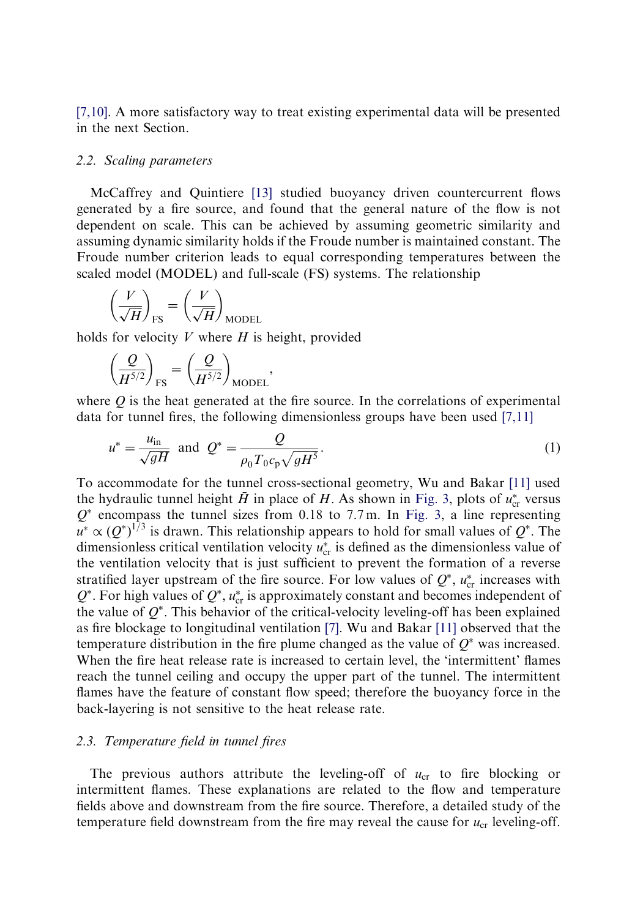[7,10]. A more satisfactory way to treat existing experimental data will be presented in the next Section.

### 2.2. Scaling parameters

McCaffrey and Quintiere [13] studied buoyancy driven countercurrent flows generated by a fire source, and found that the general nature of the flow is not dependent on scale. This can be achieved by assuming geometric similarity and assuming dynamic similarity holds if the Froude number is maintained constant. The Froude number criterion leads to equal corresponding temperatures between the scaled model (MODEL) and full-scale (FS) systems. The relationship

$$\left(\frac{V}{\sqrt{H}}\right)_{\mathrm{FS}} = \left(\frac{V}{\sqrt{H}}\right)_{\mathrm{MODEL}}$$

holds for velocity $V$ where $H$ is height, provided

$$\left(\frac{Q}{H^{5/2}}\right)_{\mathrm{FS}} = \left(\frac{Q}{H^{5/2}}\right)_{\mathrm{MODEL}},$$

where $Q$ is the heat generated at the fire source. In the correlations of experimental data for tunnel fires, the following dimensionless groups have been used [7,11]

$$u^* = \frac{u_{\mathrm{in}}}{\sqrt{gH}} \text{ and } Q^* = \frac{Q}{\rho_0 T_0 c_{\mathrm{p}} \sqrt{gH^5}}. \tag{1}$$

To accommodate for the tunnel cross-sectional geometry, Wu and Bakar [11] used the hydraulic tunnel height $\bar{H}$ in place of $H$. As shown in Fig. 3, plots of $u^*_{\mathrm{cr}}$ versus $Q^*$ encompass the tunnel sizes from 0.18 to 7.7 m. In Fig. 3, a line representing $u^* \propto (Q^*)^{1/3}$ is drawn. This relationship appears to hold for small values of $Q^*$. The dimensionless critical ventilation velocity $u^*_{\mathrm{cr}}$ is defined as the dimensionless value of the ventilation velocity that is just sufficient to prevent the formation of a reverse stratified layer upstream of the fire source. For low values of $Q^*$, $u^*_{\mathrm{cr}}$ increases with $Q^*$. For high values of $Q^*$, $u^*_{\mathrm{cr}}$ is approximately constant and becomes independent of the value of $Q^*$. This behavior of the critical-velocity leveling-off has been explained as fire blockage to longitudinal ventilation [7]. Wu and Bakar [11] observed that the temperature distribution in the fire plume changed as the value of $Q^*$ was increased. When the fire heat release rate is increased to certain level, the 'intermittent' flames reach the tunnel ceiling and occupy the upper part of the tunnel. The intermittent flames have the feature of constant flow speed; therefore the buoyancy force in the back-layering is not sensitive to the heat release rate.

### 2.3. Temperature field in tunnel fires

The previous authors attribute the leveling-off of $u_{\mathrm{cr}}$ to fire blocking or intermittent flames. These explanations are related to the flow and temperature fields above and downstream from the fire source. Therefore, a detailed study of the temperature field downstream from the fire may reveal the cause for $u_{\mathrm{cr}}$ leveling-off.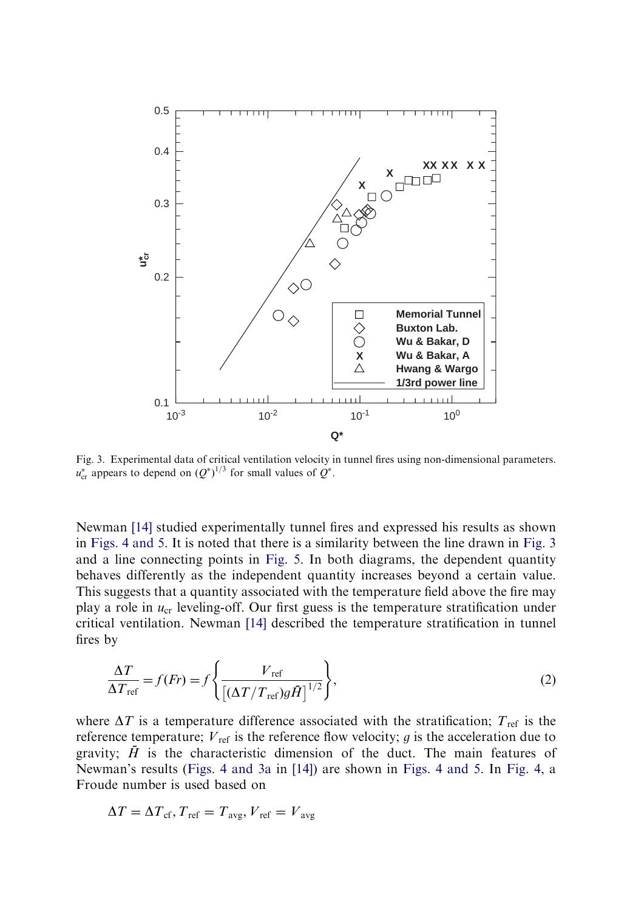Fig. 3. Experimental data of critical ventilation velocity in tunnel fires using non-dimensional parameters. $u^*_{cr}$ appears to depend on $(Q^*)^{1/3}$ for small values of $Q^*$.

Newman [14] studied experimentally tunnel fires and expressed his results as shown in Figs. 4 and 5. It is noted that there is a similarity between the line drawn in Fig. 3 and a line connecting points in Fig. 5. In both diagrams, the dependent quantity behaves differently as the independent quantity increases beyond a certain value. This suggests that a quantity associated with the temperature field above the fire may play a role in $u_{cr}$ leveling-off. Our first guess is the temperature stratification under critical ventilation. Newman [14] described the temperature stratification in tunnel fires by

$$\frac{\Delta T}{\Delta T_{\text{ref}}} = f(Fr) = f\left\{\frac{V_{\text{ref}}}{\left[(\Delta T/T_{\text{ref}})g\bar{H}\right]^{1/2}}\right\}, \tag{2}$$

where $\Delta T$ is a temperature difference associated with the stratification; $T_{\text{ref}}$ is the reference temperature; $V_{\text{ref}}$ is the reference flow velocity; $g$ is the acceleration due to gravity; $\bar{H}$ is the characteristic dimension of the duct. The main features of Newman's results (Figs. 4 and 3a in [14]) are shown in Figs. 4 and 5. In Fig. 4, a Froude number is used based on

$$\Delta T = \Delta T_{\text{cf}}, T_{\text{ref}} = T_{\text{avg}}, V_{\text{ref}} = V_{\text{avg}}$$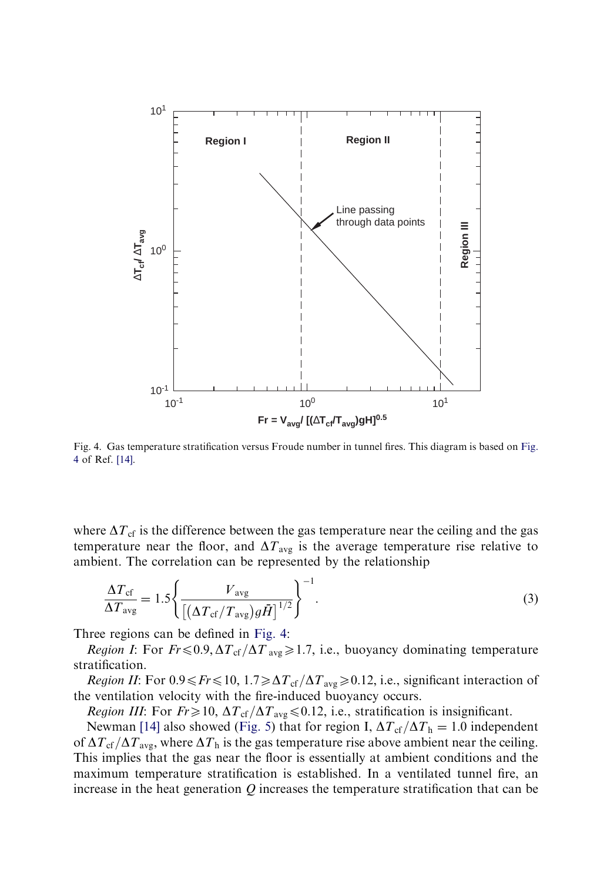Fig. 4. Gas temperature stratification versus Froude number in tunnel fires. This diagram is based on Fig. 4 of Ref. [14].

where $\Delta T_{\mathrm{cf}}$ is the difference between the gas temperature near the ceiling and the gas temperature near the floor, and $\Delta T_{\mathrm{avg}}$ is the average temperature rise relative to ambient. The correlation can be represented by the relationship

$$\frac{\Delta T_{\mathrm{cf}}}{\Delta T_{\mathrm{avg}}} = 1.5\left\{\frac{V_{\mathrm{avg}}}{\left[\left(\Delta T_{\mathrm{cf}}/T_{\mathrm{avg}}\right)g\bar{H}\right]^{1/2}}\right\}^{-1}. \tag{3}$$

Three regions can be defined in Fig. 4:

*Region I*: For $Fr \leqslant 0.9, \Delta T_{\mathrm{cf}}/\Delta T_{\mathrm{avg}} \geqslant 1.7$, i.e., buoyancy dominating temperature stratification.

*Region II*: For $0.9 \leqslant Fr \leqslant 10$, $1.7 \geqslant \Delta T_{\mathrm{cf}}/\Delta T_{\mathrm{avg}} \geqslant 0.12$, i.e., significant interaction of the ventilation velocity with the fire-induced buoyancy occurs.

*Region III*: For $Fr \geqslant 10$, $\Delta T_{\mathrm{cf}}/\Delta T_{\mathrm{avg}} \leqslant 0.12$, i.e., stratification is insignificant.

Newman [14] also showed (Fig. 5) that for region I, $\Delta T_{\mathrm{cf}}/\Delta T_{\mathrm{h}} = 1.0$ independent of $\Delta T_{\mathrm{cf}}/\Delta T_{\mathrm{avg}}$, where $\Delta T_{\mathrm{h}}$ is the gas temperature rise above ambient near the ceiling. This implies that the gas near the floor is essentially at ambient conditions and the maximum temperature stratification is established. In a ventilated tunnel fire, an increase in the heat generation $Q$ increases the temperature stratification that can be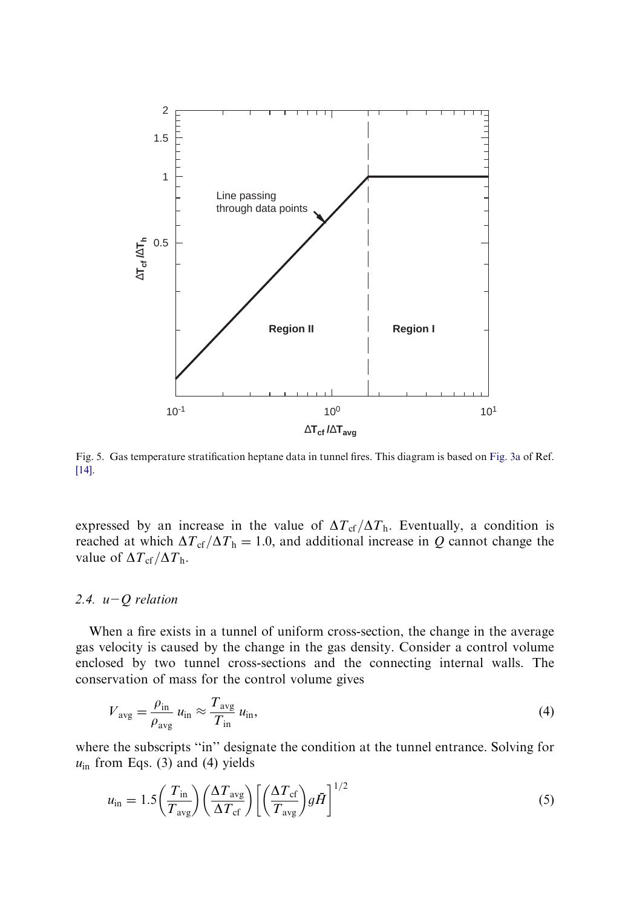Fig. 5. Gas temperature stratification heptane data in tunnel fires. This diagram is based on Fig. 3a of Ref. [14].

expressed by an increase in the value of $\Delta T_{\mathrm{cf}}/\Delta T_{\mathrm{h}}$. Eventually, a condition is reached at which $\Delta T_{\mathrm{cf}}/\Delta T_{\mathrm{h}} = 1.0$, and additional increase in $Q$ cannot change the value of $\Delta T_{\mathrm{cf}}/\Delta T_{\mathrm{h}}$.

### 2.4. $u-Q$ relation

When a fire exists in a tunnel of uniform cross-section, the change in the average gas velocity is caused by the change in the gas density. Consider a control volume enclosed by two tunnel cross-sections and the connecting internal walls. The conservation of mass for the control volume gives

$$V_{\mathrm{avg}} = \frac{\rho_{\mathrm{in}}}{\rho_{\mathrm{avg}}} u_{\mathrm{in}} \approx \frac{T_{\mathrm{avg}}}{T_{\mathrm{in}}} u_{\mathrm{in}}, \tag{4}$$

where the subscripts "in" designate the condition at the tunnel entrance. Solving for $u_{\mathrm{in}}$ from Eqs. (3) and (4) yields

$$u_{\mathrm{in}} = 1.5\left(\frac{T_{\mathrm{in}}}{T_{\mathrm{avg}}}\right)\left(\frac{\Delta T_{\mathrm{avg}}}{\Delta T_{\mathrm{cf}}}\right)\left[\left(\frac{\Delta T_{\mathrm{cf}}}{T_{\mathrm{avg}}}\right) g\bar{H}\right]^{1/2} \tag{5}$$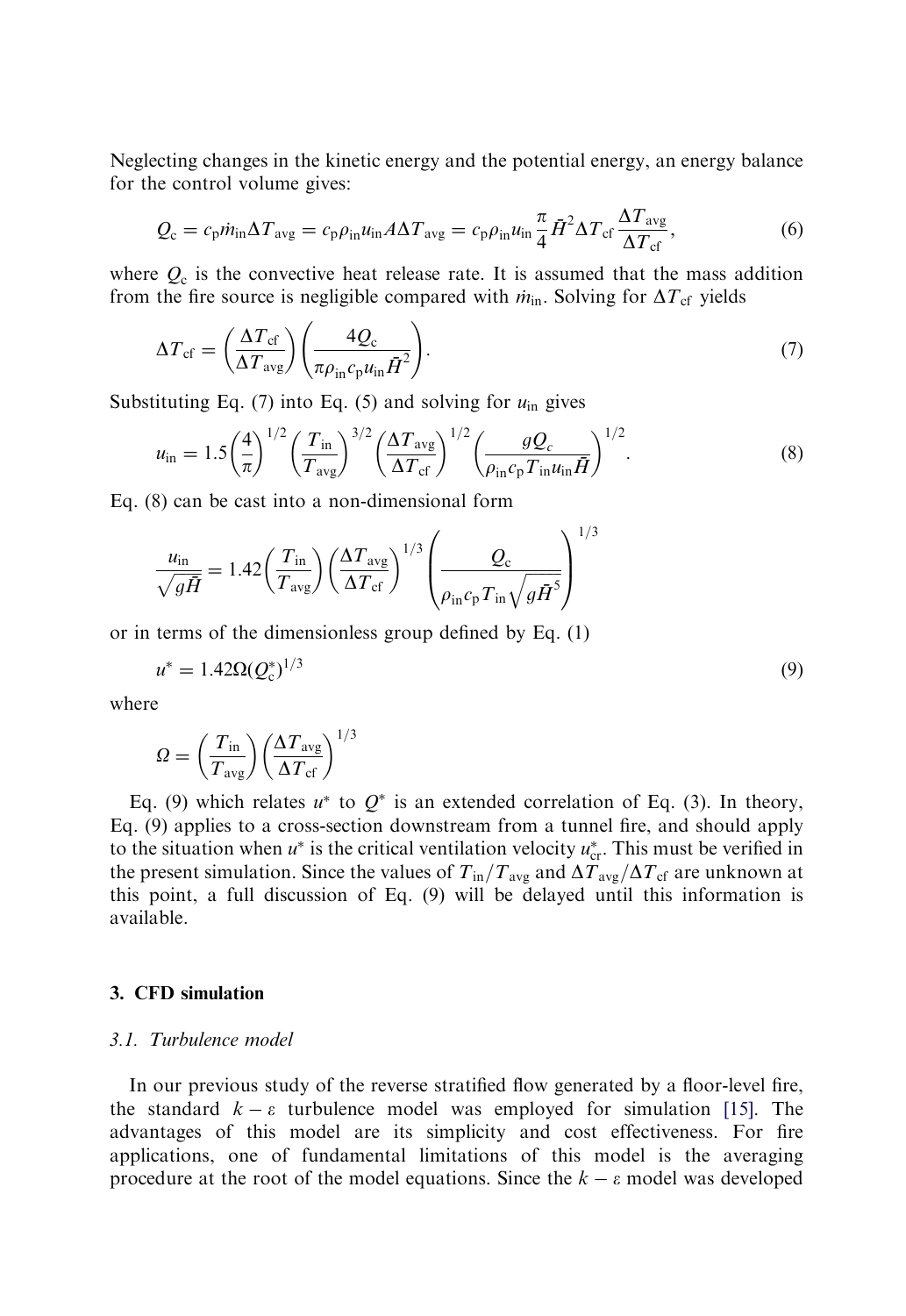Neglecting changes in the kinetic energy and the potential energy, an energy balance for the control volume gives:

$$Q_c = c_p \dot{m}_{in} \Delta T_{avg} = c_p \rho_{in} u_{in} A \Delta T_{avg} = c_p \rho_{in} u_{in} \frac{\pi}{4} \bar{H}^2 \Delta T_{cf} \frac{\Delta T_{avg}}{\Delta T_{cf}}, \tag{6}$$

where $Q_c$ is the convective heat release rate. It is assumed that the mass addition from the fire source is negligible compared with $\dot{m}_{in}$. Solving for $\Delta T_{cf}$ yields

$$\Delta T_{cf} = \left(\frac{\Delta T_{cf}}{\Delta T_{avg}}\right)\left(\frac{4 Q_c}{\pi \rho_{in} c_p u_{in} \bar{H}^2}\right). \tag{7}$$

Substituting Eq. (7) into Eq. (5) and solving for $u_{in}$ gives

$$u_{in} = 1.5\left(\frac{4}{\pi}\right)^{1/2}\left(\frac{T_{in}}{T_{avg}}\right)^{3/2}\left(\frac{\Delta T_{avg}}{\Delta T_{cf}}\right)^{1/2}\left(\frac{g Q_c}{\rho_{in} c_p T_{in} u_{in} \bar{H}}\right)^{1/2}. \tag{8}$$

Eq. (8) can be cast into a non-dimensional form

$$\frac{u_{in}}{\sqrt{g\bar{H}}} = 1.42\left(\frac{T_{in}}{T_{avg}}\right)\left(\frac{\Delta T_{avg}}{\Delta T_{cf}}\right)^{1/3}\left(\frac{Q_c}{\rho_{in} c_p T_{in} \sqrt{g \bar{H}^5}}\right)^{1/3}$$

or in terms of the dimensionless group defined by Eq. (1)

$$u^* = 1.42 \Omega (Q_c^*)^{1/3} \tag{9}$$

where

$$\Omega = \left(\frac{T_{in}}{T_{avg}}\right)\left(\frac{\Delta T_{avg}}{\Delta T_{cf}}\right)^{1/3}$$

Eq. (9) which relates $u^*$ to $Q^*$ is an extended correlation of Eq. (3). In theory, Eq. (9) applies to a cross-section downstream from a tunnel fire, and should apply to the situation when $u^*$ is the critical ventilation velocity $u^*_{cr}$. This must be verified in the present simulation. Since the values of $T_{in}/T_{avg}$ and $\Delta T_{avg}/\Delta T_{cf}$ are unknown at this point, a full discussion of Eq. (9) will be delayed until this information is available.

## 3. CFD simulation

### 3.1. Turbulence model

In our previous study of the reverse stratified flow generated by a floor-level fire, the standard $k-\varepsilon$ turbulence model was employed for simulation [15]. The advantages of this model are its simplicity and cost effectiveness. For fire applications, one of fundamental limitations of this model is the averaging procedure at the root of the model equations. Since the $k-\varepsilon$ model was developed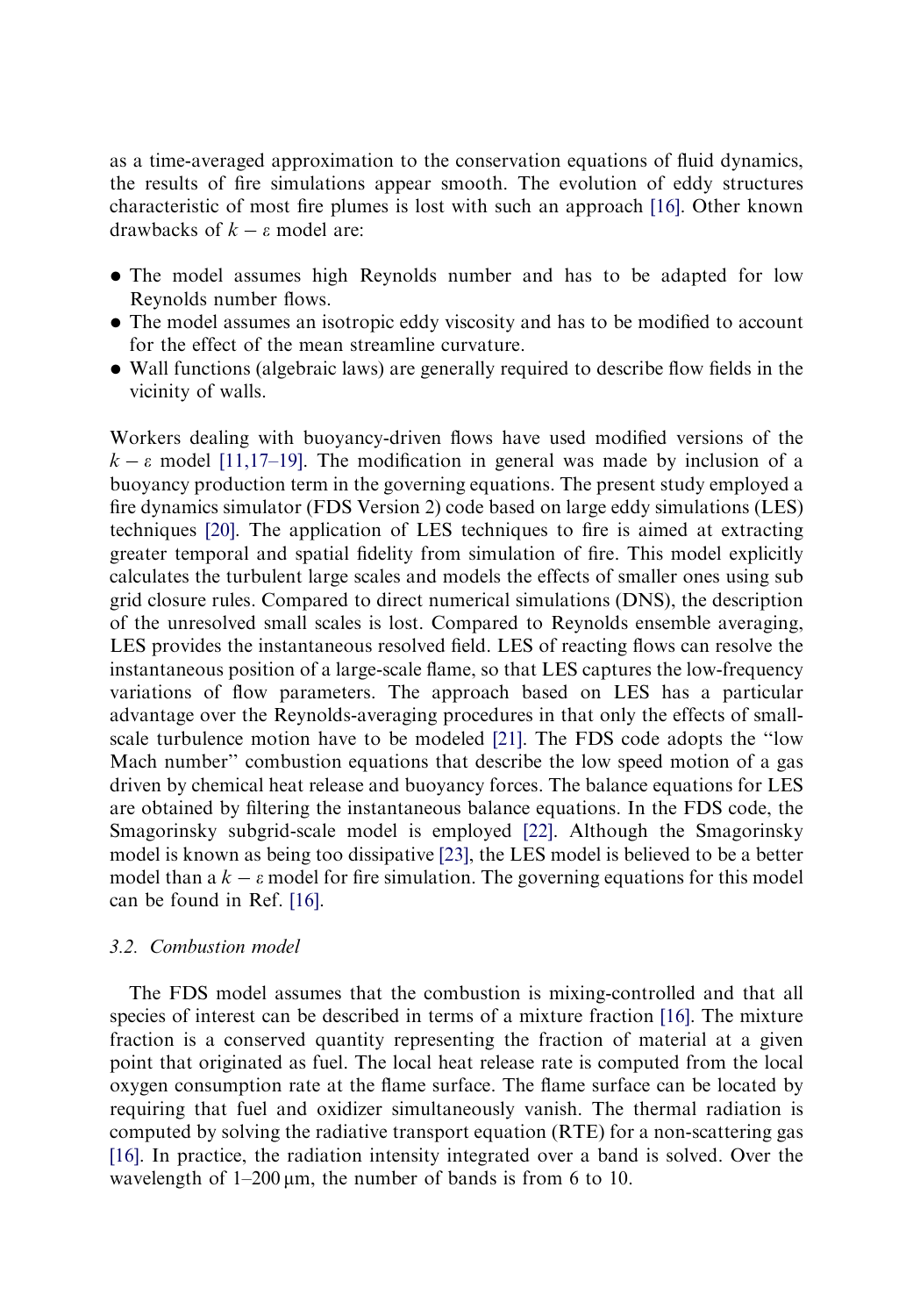as a time-averaged approximation to the conservation equations of fluid dynamics, the results of fire simulations appear smooth. The evolution of eddy structures characteristic of most fire plumes is lost with such an approach [16]. Other known drawbacks of $k - \varepsilon$ model are:

- The model assumes high Reynolds number and has to be adapted for low Reynolds number flows.
- The model assumes an isotropic eddy viscosity and has to be modified to account for the effect of the mean streamline curvature.
- Wall functions (algebraic laws) are generally required to describe flow fields in the vicinity of walls.

Workers dealing with buoyancy-driven flows have used modified versions of the $k - \varepsilon$ model [11,17–19]. The modification in general was made by inclusion of a buoyancy production term in the governing equations. The present study employed a fire dynamics simulator (FDS Version 2) code based on large eddy simulations (LES) techniques [20]. The application of LES techniques to fire is aimed at extracting greater temporal and spatial fidelity from simulation of fire. This model explicitly calculates the turbulent large scales and models the effects of smaller ones using sub grid closure rules. Compared to direct numerical simulations (DNS), the description of the unresolved small scales is lost. Compared to Reynolds ensemble averaging, LES provides the instantaneous resolved field. LES of reacting flows can resolve the instantaneous position of a large-scale flame, so that LES captures the low-frequency variations of flow parameters. The approach based on LES has a particular advantage over the Reynolds-averaging procedures in that only the effects of small-scale turbulence motion have to be modeled [21]. The FDS code adopts the "low Mach number" combustion equations that describe the low speed motion of a gas driven by chemical heat release and buoyancy forces. The balance equations for LES are obtained by filtering the instantaneous balance equations. In the FDS code, the Smagorinsky subgrid-scale model is employed [22]. Although the Smagorinsky model is known as being too dissipative [23], the LES model is believed to be a better model than a $k - \varepsilon$ model for fire simulation. The governing equations for this model can be found in Ref. [16].

### 3.2. Combustion model

The FDS model assumes that the combustion is mixing-controlled and that all species of interest can be described in terms of a mixture fraction [16]. The mixture fraction is a conserved quantity representing the fraction of material at a given point that originated as fuel. The local heat release rate is computed from the local oxygen consumption rate at the flame surface. The flame surface can be located by requiring that fuel and oxidizer simultaneously vanish. The thermal radiation is computed by solving the radiative transport equation (RTE) for a non-scattering gas [16]. In practice, the radiation intensity integrated over a band is solved. Over the wavelength of 1–200 μm, the number of bands is from 6 to 10.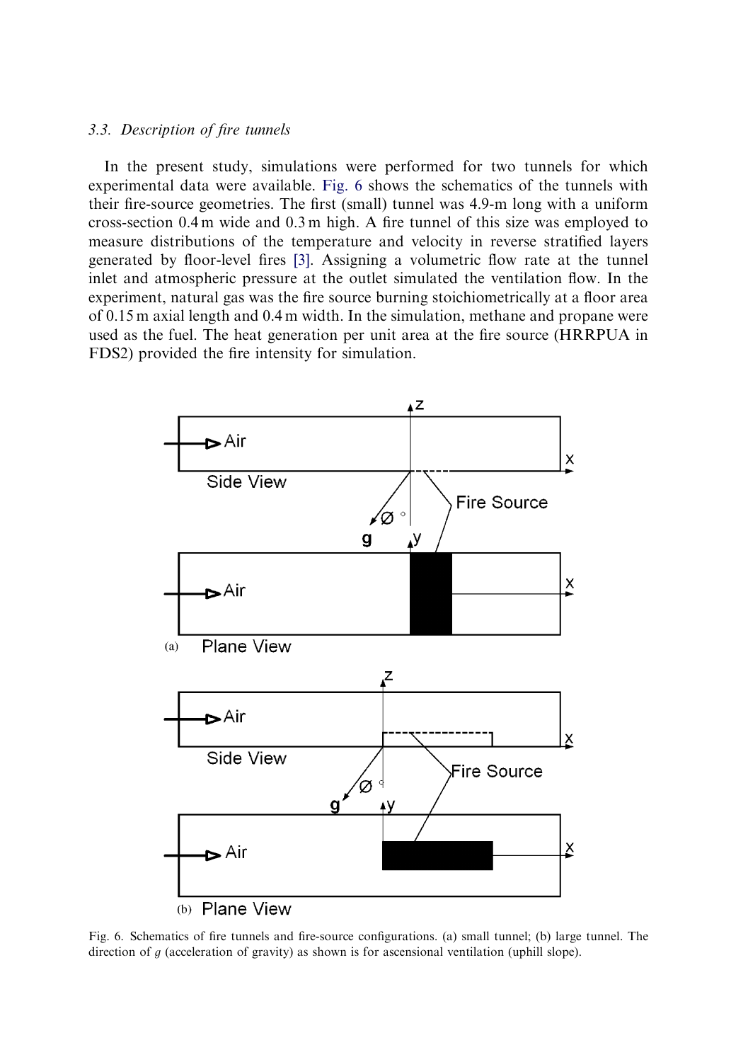### 3.3. Description of fire tunnels

In the present study, simulations were performed for two tunnels for which experimental data were available. Fig. 6 shows the schematics of the tunnels with their fire-source geometries. The first (small) tunnel was 4.9-m long with a uniform cross-section 0.4 m wide and 0.3 m high. A fire tunnel of this size was employed to measure distributions of the temperature and velocity in reverse stratified layers generated by floor-level fires [3]. Assigning a volumetric flow rate at the tunnel inlet and atmospheric pressure at the outlet simulated the ventilation flow. In the experiment, natural gas was the fire source burning stoichiometrically at a floor area of 0.15 m axial length and 0.4 m width. In the simulation, methane and propane were used as the fuel. The heat generation per unit area at the fire source (HRRPUA in FDS2) provided the fire intensity for simulation.

Fig. 6. Schematics of fire tunnels and fire-source configurations. (a) small tunnel; (b) large tunnel. The direction of $g$ (acceleration of gravity) as shown is for ascensional ventilation (uphill slope).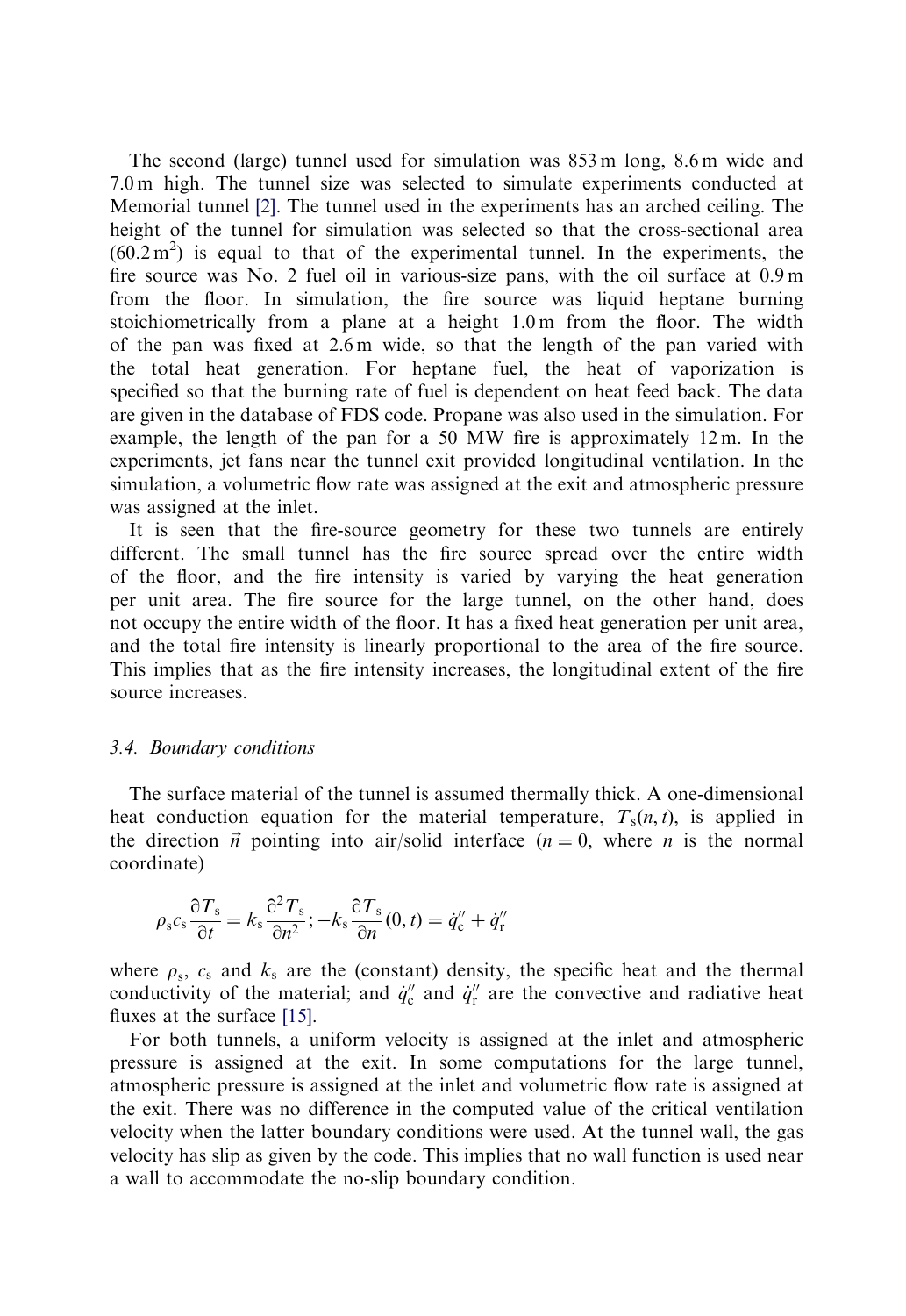The second (large) tunnel used for simulation was 853 m long, 8.6 m wide and 7.0 m high. The tunnel size was selected to simulate experiments conducted at Memorial tunnel [2]. The tunnel used in the experiments has an arched ceiling. The height of the tunnel for simulation was selected so that the cross-sectional area ($60.2\,m^2$) is equal to that of the experimental tunnel. In the experiments, the fire source was No. 2 fuel oil in various-size pans, with the oil surface at 0.9 m from the floor. In simulation, the fire source was liquid heptane burning stoichiometrically from a plane at a height 1.0 m from the floor. The width of the pan was fixed at 2.6 m wide, so that the length of the pan varied with the total heat generation. For heptane fuel, the heat of vaporization is specified so that the burning rate of fuel is dependent on heat feed back. The data are given in the database of FDS code. Propane was also used in the simulation. For example, the length of the pan for a 50 MW fire is approximately 12 m. In the experiments, jet fans near the tunnel exit provided longitudinal ventilation. In the simulation, a volumetric flow rate was assigned at the exit and atmospheric pressure was assigned at the inlet.

It is seen that the fire-source geometry for these two tunnels are entirely different. The small tunnel has the fire source spread over the entire width of the floor, and the fire intensity is varied by varying the heat generation per unit area. The fire source for the large tunnel, on the other hand, does not occupy the entire width of the floor. It has a fixed heat generation per unit area, and the total fire intensity is linearly proportional to the area of the fire source. This implies that as the fire intensity increases, the longitudinal extent of the fire source increases.

### 3.4. Boundary conditions

The surface material of the tunnel is assumed thermally thick. A one-dimensional heat conduction equation for the material temperature, $T_s(n,t)$, is applied in the direction $\vec{n}$ pointing into air/solid interface ($n = 0$, where $n$ is the normal coordinate)

$$\rho_s c_s \frac{\partial T_s}{\partial t} = k_s \frac{\partial^2 T_s}{\partial n^2}; -k_s \frac{\partial T_s}{\partial n}(0,t) = \dot{q}''_c + \dot{q}''_r$$

where $\rho_s$, $c_s$ and $k_s$ are the (constant) density, the specific heat and the thermal conductivity of the material; and $\dot{q}''_c$ and $\dot{q}''_r$ are the convective and radiative heat fluxes at the surface [15].

For both tunnels, a uniform velocity is assigned at the inlet and atmospheric pressure is assigned at the exit. In some computations for the large tunnel, atmospheric pressure is assigned at the inlet and volumetric flow rate is assigned at the exit. There was no difference in the computed value of the critical ventilation velocity when the latter boundary conditions were used. At the tunnel wall, the gas velocity has slip as given by the code. This implies that no wall function is used near a wall to accommodate the no-slip boundary condition.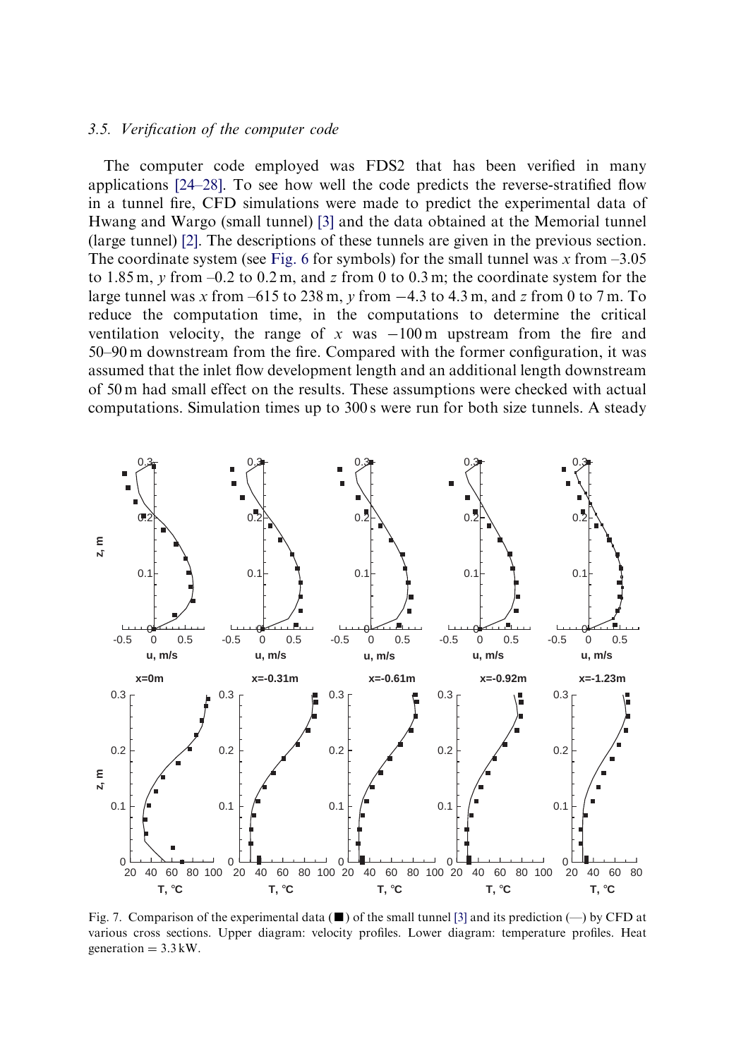### 3.5. Verification of the computer code

The computer code employed was FDS2 that has been verified in many applications [24–28]. To see how well the code predicts the reverse-stratified flow in a tunnel fire, CFD simulations were made to predict the experimental data of Hwang and Wargo (small tunnel) [3] and the data obtained at the Memorial tunnel (large tunnel) [2]. The descriptions of these tunnels are given in the previous section. The coordinate system (see Fig. 6 for symbols) for the small tunnel was $x$ from –3.05 to 1.85 m, $y$ from –0.2 to 0.2 m, and $z$ from 0 to 0.3 m; the coordinate system for the large tunnel was $x$ from –615 to 238 m, $y$ from $-4.3$ to 4.3 m, and $z$ from 0 to 7 m. To reduce the computation time, in the computations to determine the critical ventilation velocity, the range of $x$ was $-100$ m upstream from the fire and 50–90 m downstream from the fire. Compared with the former configuration, it was assumed that the inlet flow development length and an additional length downstream of 50 m had small effect on the results. These assumptions were checked with actual computations. Simulation times up to 300 s were run for both size tunnels. A steady

Fig. 7. Comparison of the experimental data (■) of the small tunnel [3] and its prediction (—) by CFD at various cross sections. Upper diagram: velocity profiles. Lower diagram: temperature profiles. Heat generation = 3.3 kW.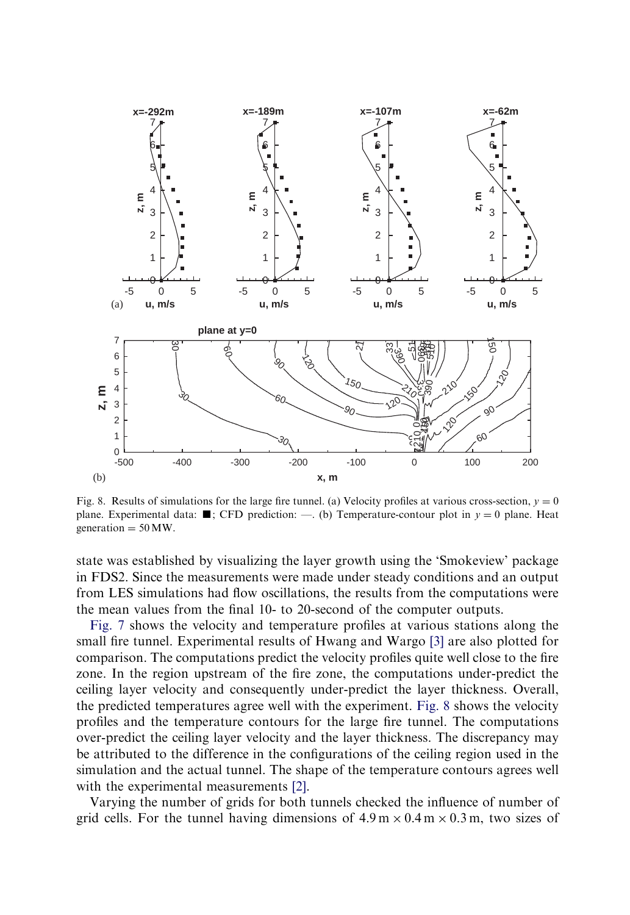Fig. 8. Results of simulations for the large fire tunnel. (a) Velocity profiles at various cross-section, $y = 0$ plane. Experimental data: ■; CFD prediction: —. (b) Temperature-contour plot in $y = 0$ plane. Heat generation = 50 MW.

state was established by visualizing the layer growth using the 'Smokeview' package in FDS2. Since the measurements were made under steady conditions and an output from LES simulations had flow oscillations, the results from the computations were the mean values from the final 10- to 20-second of the computer outputs.

Fig. 7 shows the velocity and temperature profiles at various stations along the small fire tunnel. Experimental results of Hwang and Wargo [3] are also plotted for comparison. The computations predict the velocity profiles quite well close to the fire zone. In the region upstream of the fire zone, the computations under-predict the ceiling layer velocity and consequently under-predict the layer thickness. Overall, the predicted temperatures agree well with the experiment. Fig. 8 shows the velocity profiles and the temperature contours for the large fire tunnel. The computations over-predict the ceiling layer velocity and the layer thickness. The discrepancy may be attributed to the difference in the configurations of the ceiling region used in the simulation and the actual tunnel. The shape of the temperature contours agrees well with the experimental measurements [2].

Varying the number of grids for both tunnels checked the influence of number of grid cells. For the tunnel having dimensions of $4.9\,\text{m} \times 0.4\,\text{m} \times 0.3\,\text{m}$, two sizes of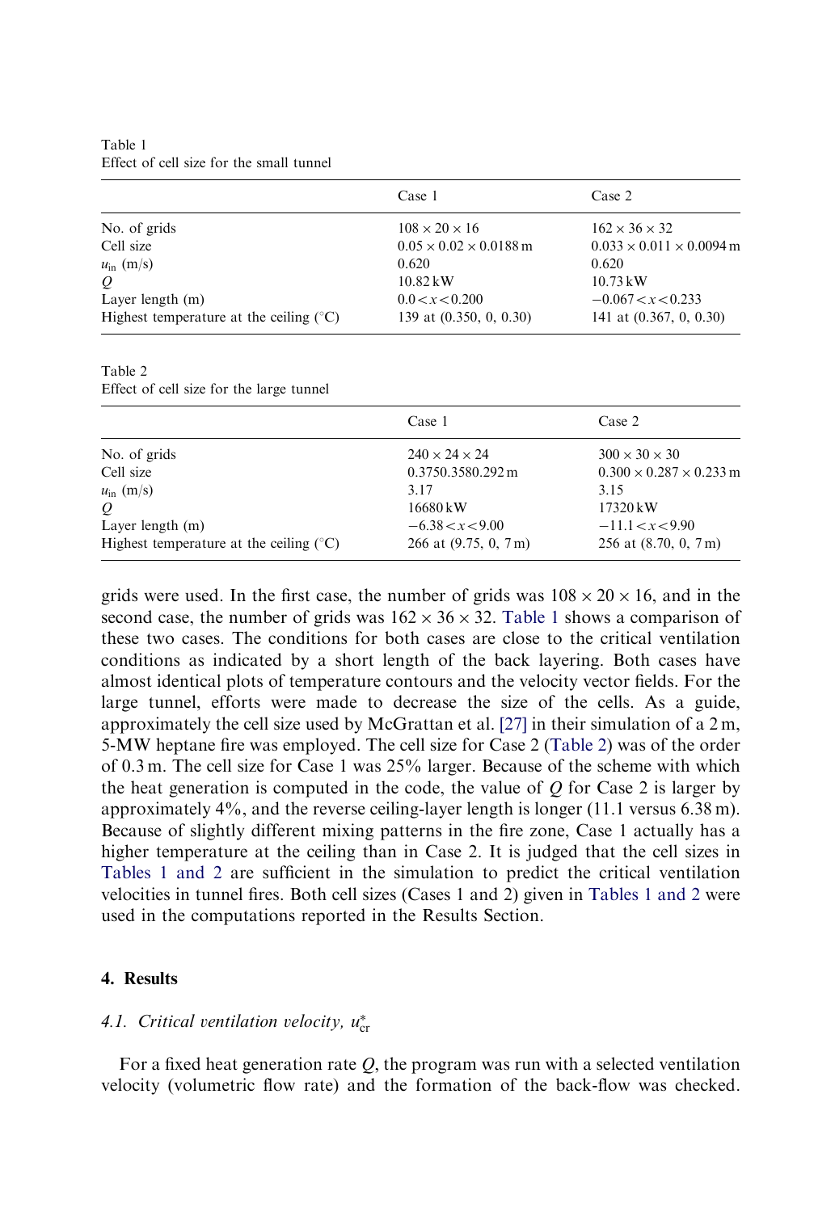Table 1
Effect of cell size for the small tunnel

| | Case 1 | Case 2 |
|---|---|---|
| No. of grids | $108 \times 20 \times 16$ | $162 \times 36 \times 32$ |
| Cell size | $0.05 \times 0.02 \times 0.0188$ m | $0.033 \times 0.011 \times 0.0094$ m |
| $u_{in}$ (m/s) | 0.620 | 0.620 |
| $Q$ | 10.82 kW | 10.73 kW |
| Layer length (m) | $0.0 < x < 0.200$ | $-0.067 < x < 0.233$ |
| Highest temperature at the ceiling (°C) | 139 at (0.350, 0, 0.30) | 141 at (0.367, 0, 0.30) |

Table 2
Effect of cell size for the large tunnel

| | Case 1 | Case 2 |
|---|---|---|
| No. of grids | $240 \times 24 \times 24$ | $300 \times 30 \times 30$ |
| Cell size | 0.3750.3580.292 m | $0.300 \times 0.287 \times 0.233$ m |
| $u_{in}$ (m/s) | 3.17 | 3.15 |
| $Q$ | 16680 kW | 17320 kW |
| Layer length (m) | $-6.38 < x < 9.00$ | $-11.1 < x < 9.90$ |
| Highest temperature at the ceiling (°C) | 266 at (9.75, 0, 7 m) | 256 at (8.70, 0, 7 m) |

grids were used. In the first case, the number of grids was $108 \times 20 \times 16$, and in the second case, the number of grids was $162 \times 36 \times 32$. Table 1 shows a comparison of these two cases. The conditions for both cases are close to the critical ventilation conditions as indicated by a short length of the back layering. Both cases have almost identical plots of temperature contours and the velocity vector fields. For the large tunnel, efforts were made to decrease the size of the cells. As a guide, approximately the cell size used by McGrattan et al. [27] in their simulation of a 2 m, 5-MW heptane fire was employed. The cell size for Case 2 (Table 2) was of the order of 0.3 m. The cell size for Case 1 was 25% larger. Because of the scheme with which the heat generation is computed in the code, the value of $Q$ for Case 2 is larger by approximately 4%, and the reverse ceiling-layer length is longer (11.1 versus 6.38 m). Because of slightly different mixing patterns in the fire zone, Case 1 actually has a higher temperature at the ceiling than in Case 2. It is judged that the cell sizes in Tables 1 and 2 are sufficient in the simulation to predict the critical ventilation velocities in tunnel fires. Both cell sizes (Cases 1 and 2) given in Tables 1 and 2 were used in the computations reported in the Results Section.

## 4. Results

### 4.1. Critical ventilation velocity, $u^*_{cr}$

For a fixed heat generation rate $Q$, the program was run with a selected ventilation velocity (volumetric flow rate) and the formation of the back-flow was checked.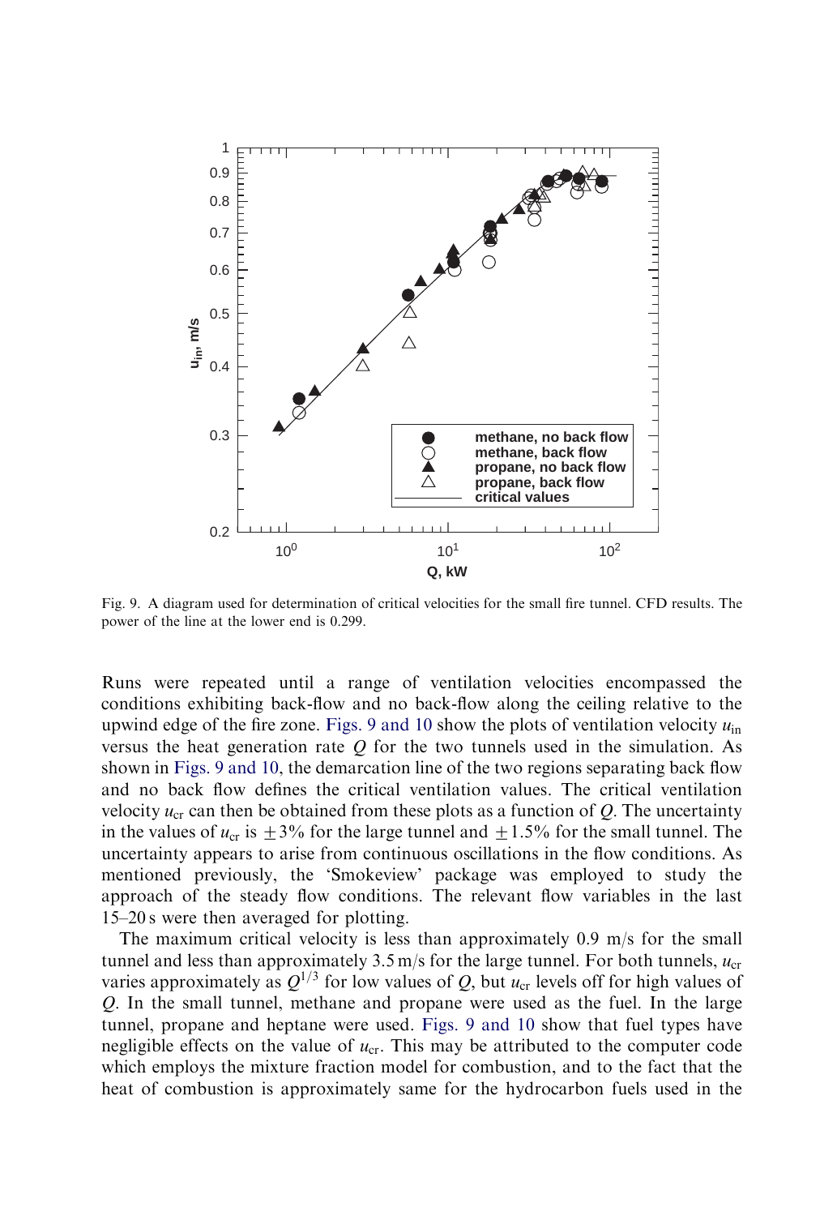Fig. 9. A diagram used for determination of critical velocities for the small fire tunnel. CFD results. The power of the line at the lower end is 0.299.

Runs were repeated until a range of ventilation velocities encompassed the conditions exhibiting back-flow and no back-flow along the ceiling relative to the upwind edge of the fire zone. Figs. 9 and 10 show the plots of ventilation velocity $u_{in}$ versus the heat generation rate $Q$ for the two tunnels used in the simulation. As shown in Figs. 9 and 10, the demarcation line of the two regions separating back flow and no back flow defines the critical ventilation values. The critical ventilation velocity $u_{cr}$ can then be obtained from these plots as a function of $Q$. The uncertainty in the values of $u_{cr}$ is $\pm 3\%$ for the large tunnel and $\pm 1.5\%$ for the small tunnel. The uncertainty appears to arise from continuous oscillations in the flow conditions. As mentioned previously, the 'Smokeview' package was employed to study the approach of the steady flow conditions. The relevant flow variables in the last 15–20 s were then averaged for plotting.

The maximum critical velocity is less than approximately 0.9 m/s for the small tunnel and less than approximately 3.5 m/s for the large tunnel. For both tunnels, $u_{cr}$ varies approximately as $Q^{1/3}$ for low values of $Q$, but $u_{cr}$ levels off for high values of $Q$. In the small tunnel, methane and propane were used as the fuel. In the large tunnel, propane and heptane were used. Figs. 9 and 10 show that fuel types have negligible effects on the value of $u_{cr}$. This may be attributed to the computer code which employs the mixture fraction model for combustion, and to the fact that the heat of combustion is approximately same for the hydrocarbon fuels used in the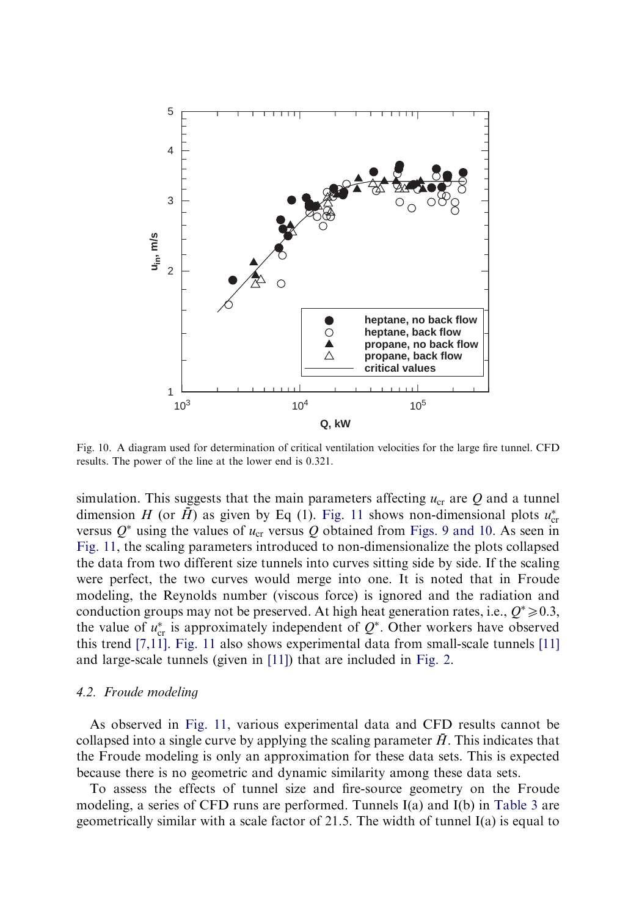Fig. 10. A diagram used for determination of critical ventilation velocities for the large fire tunnel. CFD results. The power of the line at the lower end is 0.321.

simulation. This suggests that the main parameters affecting $u_{cr}$ are $Q$ and a tunnel dimension $H$ (or $\bar{H}$) as given by Eq (1). Fig. 11 shows non-dimensional plots $u^*_{cr}$ versus $Q^*$ using the values of $u_{cr}$ versus $Q$ obtained from Figs. 9 and 10. As seen in Fig. 11, the scaling parameters introduced to non-dimensionalize the plots collapsed the data from two different size tunnels into curves sitting side by side. If the scaling were perfect, the two curves would merge into one. It is noted that in Froude modeling, the Reynolds number (viscous force) is ignored and the radiation and conduction groups may not be preserved. At high heat generation rates, i.e., $Q^* \geqslant 0.3$, the value of $u^*_{cr}$ is approximately independent of $Q^*$. Other workers have observed this trend [7,11]. Fig. 11 also shows experimental data from small-scale tunnels [11] and large-scale tunnels (given in [11]) that are included in Fig. 2.

### 4.2. Froude modeling

As observed in Fig. 11, various experimental data and CFD results cannot be collapsed into a single curve by applying the scaling parameter $\bar{H}$. This indicates that the Froude modeling is only an approximation for these data sets. This is expected because there is no geometric and dynamic similarity among these data sets.

To assess the effects of tunnel size and fire-source geometry on the Froude modeling, a series of CFD runs are performed. Tunnels I(a) and I(b) in Table 3 are geometrically similar with a scale factor of 21.5. The width of tunnel I(a) is equal to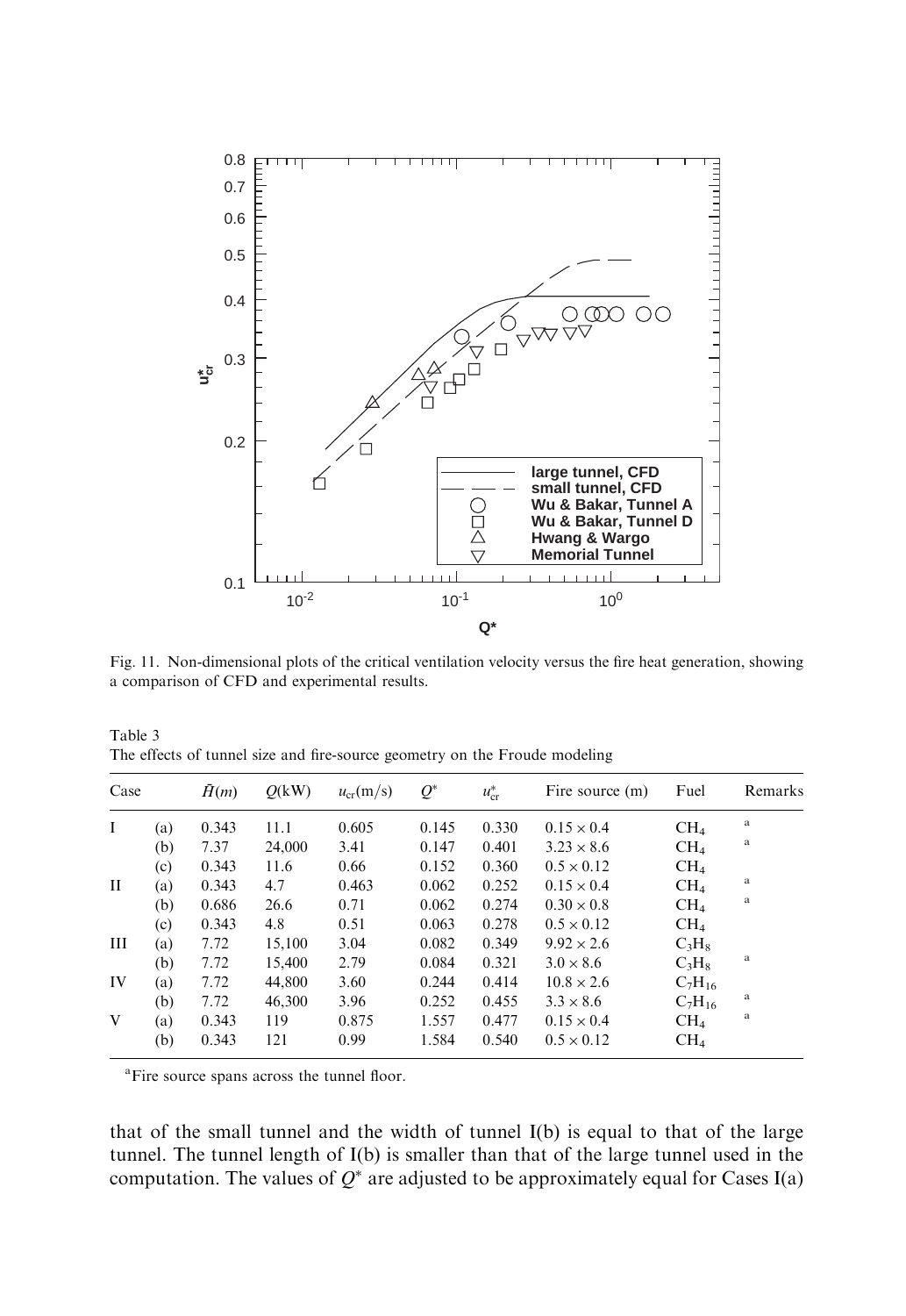Fig. 11. Non-dimensional plots of the critical ventilation velocity versus the fire heat generation, showing a comparison of CFD and experimental results.

Table 3
The effects of tunnel size and fire-source geometry on the Froude modeling

| Case | | $\bar{H}(m)$ | $Q$(kW) | $u_{cr}$(m/s) | $Q^*$ | $u^*_{cr}$ | Fire source (m) | Fuel | Remarks |
|---|---|---|---|---|---|---|---|---|---|
| I | (a) | 0.343 | 11.1 | 0.605 | 0.145 | 0.330 | $0.15 \times 0.4$ | $CH_4$ | [a] |
| | (b) | 7.37 | 24,000 | 3.41 | 0.147 | 0.401 | $3.23 \times 8.6$ | $CH_4$ | [a] |
| | (c) | 0.343 | 11.6 | 0.66 | 0.152 | 0.360 | $0.5 \times 0.12$ | $CH_4$ | |
| II | (a) | 0.343 | 4.7 | 0.463 | 0.062 | 0.252 | $0.15 \times 0.4$ | $CH_4$ | [a] |
| | (b) | 0.686 | 26.6 | 0.71 | 0.062 | 0.274 | $0.30 \times 0.8$ | $CH_4$ | [a] |
| | (c) | 0.343 | 4.8 | 0.51 | 0.063 | 0.278 | $0.5 \times 0.12$ | $CH_4$ | |
| III | (a) | 7.72 | 15,100 | 3.04 | 0.082 | 0.349 | $9.92 \times 2.6$ | $C_3H_8$ | |
| | (b) | 7.72 | 15,400 | 2.79 | 0.084 | 0.321 | $3.0 \times 8.6$ | $C_3H_8$ | [a] |
| IV | (a) | 7.72 | 44,800 | 3.60 | 0.244 | 0.414 | $10.8 \times 2.6$ | $C_7H_{16}$ | |
| | (b) | 7.72 | 46,300 | 3.96 | 0.252 | 0.455 | $3.3 \times 8.6$ | $C_7H_{16}$ | [a] |
| V | (a) | 0.343 | 119 | 0.875 | 1.557 | 0.477 | $0.15 \times 0.4$ | $CH_4$ | [a] |
| | (b) | 0.343 | 121 | 0.99 | 1.584 | 0.540 | $0.5 \times 0.12$ | $CH_4$ | |

[a] Fire source spans across the tunnel floor.

that of the small tunnel and the width of tunnel I(b) is equal to that of the large tunnel. The tunnel length of I(b) is smaller than that of the large tunnel used in the computation. The values of $Q^*$ are adjusted to be approximately equal for Cases I(a)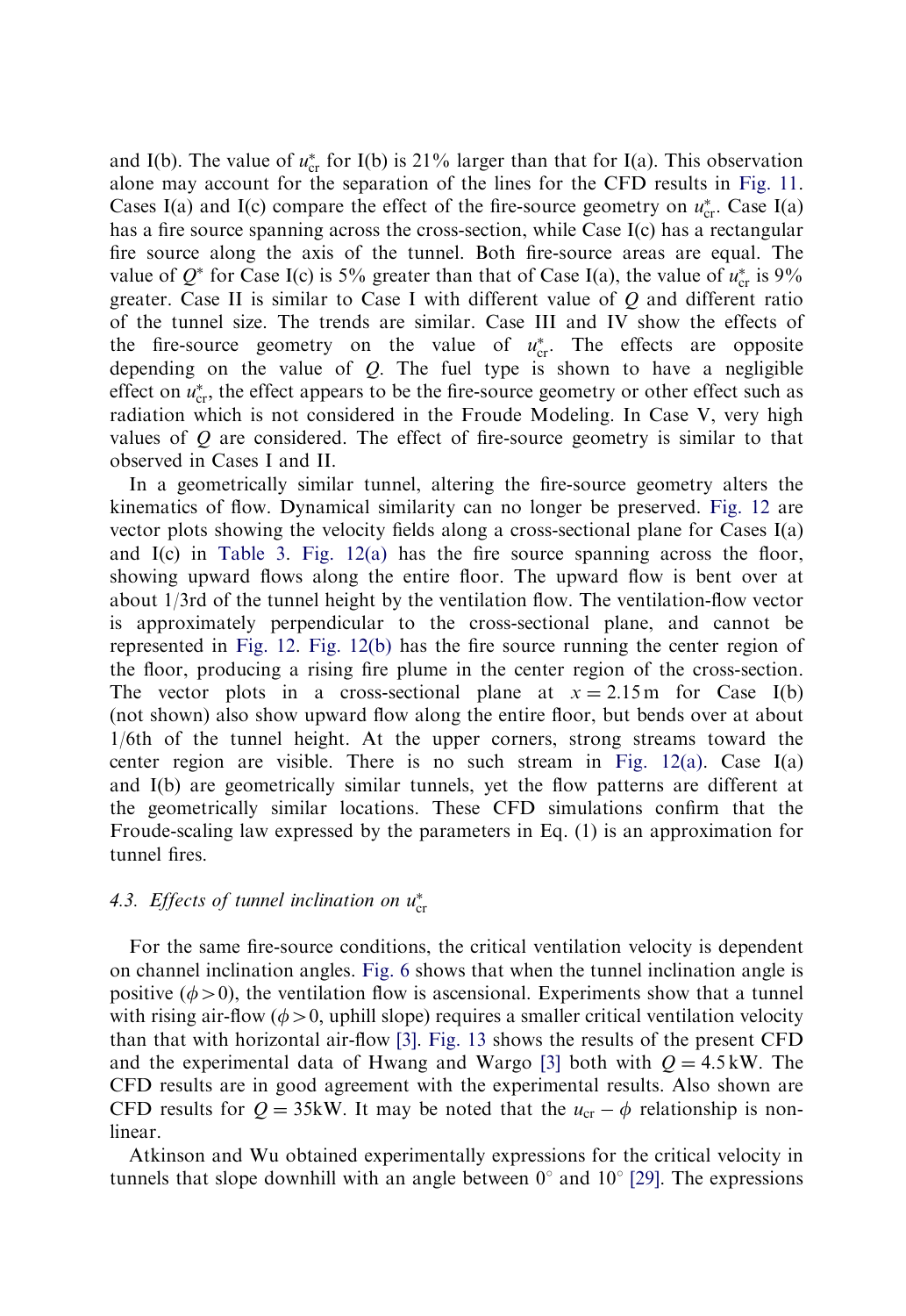and I(b). The value of $u_{cr}^*$ for I(b) is 21% larger than that for I(a). This observation alone may account for the separation of the lines for the CFD results in Fig. 11. Cases I(a) and I(c) compare the effect of the fire-source geometry on $u_{cr}^*$. Case I(a) has a fire source spanning across the cross-section, while Case I(c) has a rectangular fire source along the axis of the tunnel. Both fire-source areas are equal. The value of $Q^*$ for Case I(c) is 5% greater than that of Case I(a), the value of $u_{cr}^*$ is 9% greater. Case II is similar to Case I with different value of $Q$ and different ratio of the tunnel size. The trends are similar. Case III and IV show the effects of the fire-source geometry on the value of $u_{cr}^*$. The effects are opposite depending on the value of $Q$. The fuel type is shown to have a negligible effect on $u_{cr}^*$, the effect appears to be the fire-source geometry or other effect such as radiation which is not considered in the Froude Modeling. In Case V, very high values of $Q$ are considered. The effect of fire-source geometry is similar to that observed in Cases I and II.

In a geometrically similar tunnel, altering the fire-source geometry alters the kinematics of flow. Dynamical similarity can no longer be preserved. Fig. 12 are vector plots showing the velocity fields along a cross-sectional plane for Cases I(a) and I(c) in Table 3. Fig. 12(a) has the fire source spanning across the floor, showing upward flows along the entire floor. The upward flow is bent over at about 1/3rd of the tunnel height by the ventilation flow. The ventilation-flow vector is approximately perpendicular to the cross-sectional plane, and cannot be represented in Fig. 12. Fig. 12(b) has the fire source running the center region of the floor, producing a rising fire plume in the center region of the cross-section. The vector plots in a cross-sectional plane at $x = 2.15\,\text{m}$ for Case I(b) (not shown) also show upward flow along the entire floor, but bends over at about 1/6th of the tunnel height. At the upper corners, strong streams toward the center region are visible. There is no such stream in Fig. 12(a). Case I(a) and I(b) are geometrically similar tunnels, yet the flow patterns are different at the geometrically similar locations. These CFD simulations confirm that the Froude-scaling law expressed by the parameters in Eq. (1) is an approximation for tunnel fires.

### 4.3. Effects of tunnel inclination on $u_{cr}^*$

For the same fire-source conditions, the critical ventilation velocity is dependent on channel inclination angles. Fig. 6 shows that when the tunnel inclination angle is positive ($\phi > 0$), the ventilation flow is ascensional. Experiments show that a tunnel with rising air-flow ($\phi > 0$, uphill slope) requires a smaller critical ventilation velocity than that with horizontal air-flow [3]. Fig. 13 shows the results of the present CFD and the experimental data of Hwang and Wargo [3] both with $Q = 4.5\,\text{kW}$. The CFD results are in good agreement with the experimental results. Also shown are CFD results for $Q = 35\text{kW}$. It may be noted that the $u_{cr} - \phi$ relationship is non-linear.

Atkinson and Wu obtained experimentally expressions for the critical velocity in tunnels that slope downhill with an angle between $0^\circ$ and $10^\circ$ [29]. The expressions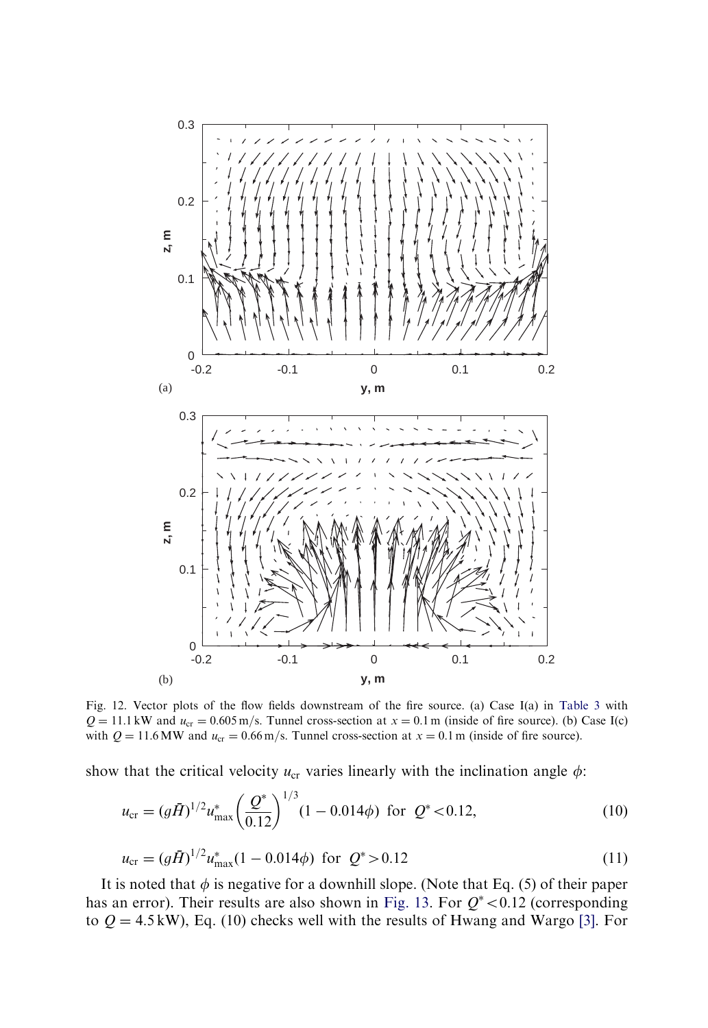Fig. 12. Vector plots of the flow fields downstream of the fire source. (a) Case I(a) in Table 3 with $Q = 11.1\,\mathrm{kW}$ and $u_{cr} = 0.605\,\mathrm{m/s}$. Tunnel cross-section at $x = 0.1\,\mathrm{m}$ (inside of fire source). (b) Case I(c) with $Q = 11.6\,\mathrm{MW}$ and $u_{cr} = 0.66\,\mathrm{m/s}$. Tunnel cross-section at $x = 0.1\,\mathrm{m}$ (inside of fire source).

show that the critical velocity $u_{cr}$ varies linearly with the inclination angle $\phi$:

$$u_{cr} = (g\bar{H})^{1/2} u^*_{max} \left(\frac{Q^*}{0.12}\right)^{1/3} (1 - 0.014\phi) \;\; \text{for} \;\; Q^* < 0.12, \tag{10}$$

$$u_{cr} = (g\bar{H})^{1/2} u^*_{max} (1 - 0.014\phi) \;\; \text{for} \;\; Q^* > 0.12 \tag{11}$$

It is noted that $\phi$ is negative for a downhill slope. (Note that Eq. (5) of their paper has an error). Their results are also shown in Fig. 13. For $Q^* < 0.12$ (corresponding to $Q = 4.5\,\mathrm{kW}$), Eq. (10) checks well with the results of Hwang and Wargo [3]. For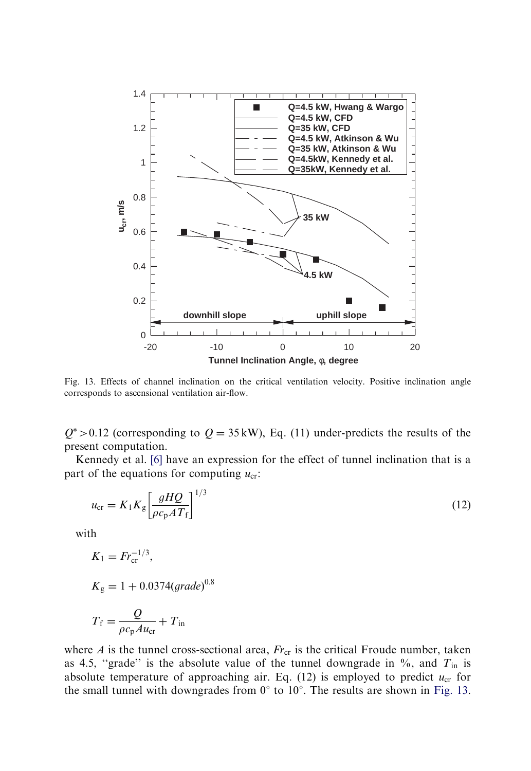Fig. 13. Effects of channel inclination on the critical ventilation velocity. Positive inclination angle corresponds to ascensional ventilation air-flow.

$Q^* > 0.12$ (corresponding to $Q = 35\,\text{kW}$), Eq. (11) under-predicts the results of the present computation.

Kennedy et al. [6] have an expression for the effect of tunnel inclination that is a part of the equations for computing $u_{cr}$:

$$u_{cr} = K_1 K_g \left[ \frac{gHQ}{\rho c_p A T_f} \right]^{1/3} \tag{12}$$

with

$$K_1 = Fr_{cr}^{-1/3},$$

$$K_g = 1 + 0.0374(grade)^{0.8}$$

$$T_f = \frac{Q}{\rho c_p A u_{cr}} + T_{in}$$

where $A$ is the tunnel cross-sectional area, $Fr_{cr}$ is the critical Froude number, taken as 4.5, "grade" is the absolute value of the tunnel downgrade in %, and $T_{in}$ is absolute temperature of approaching air. Eq. (12) is employed to predict $u_{cr}$ for the small tunnel with downgrades from 0° to 10°. The results are shown in Fig. 13.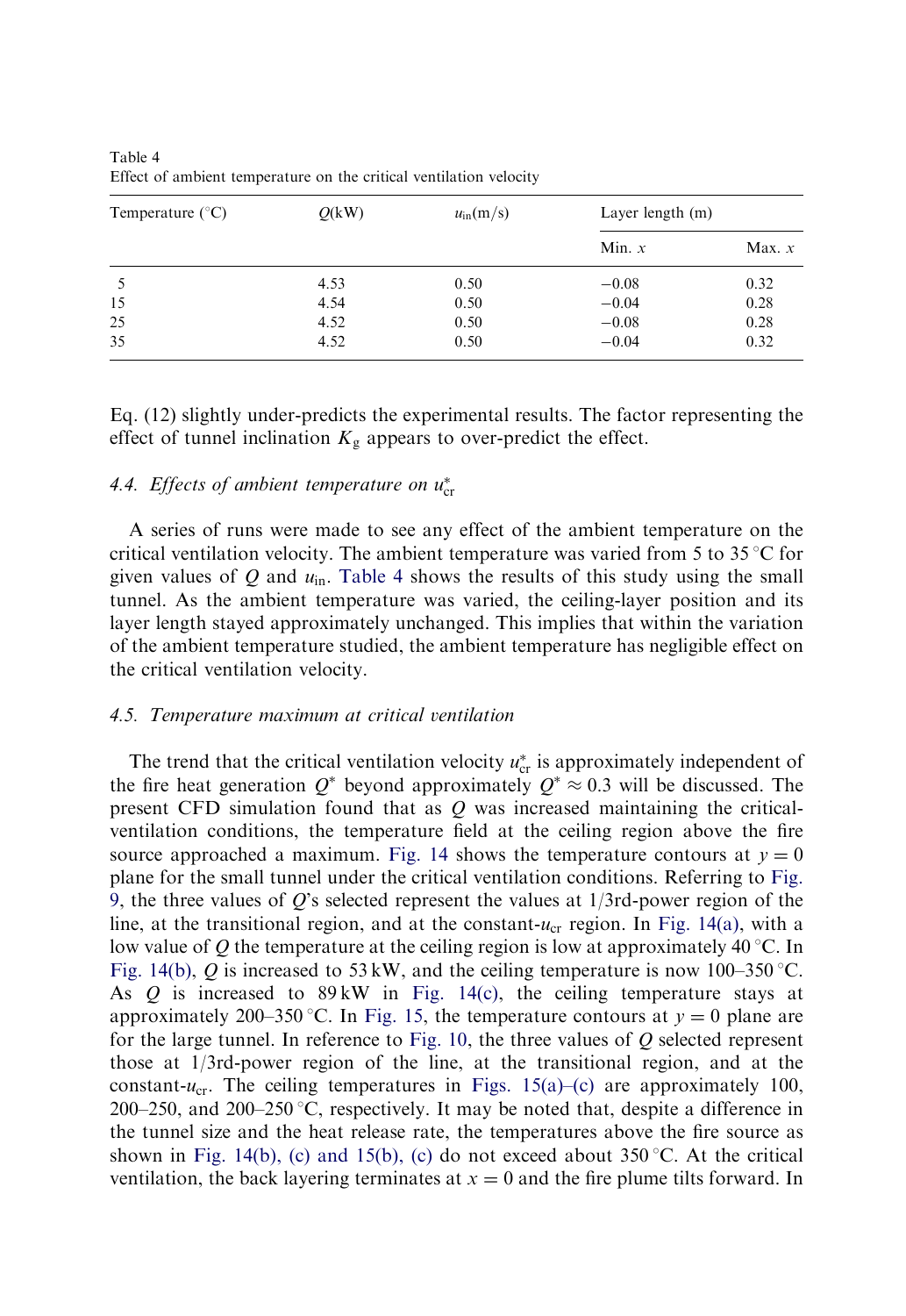Table 4
Effect of ambient temperature on the critical ventilation velocity

| Temperature (°C) | $Q$(kW) | $u_{in}$(m/s) | Layer length (m) | |
|---|---|---|---|---|
| | | | Min. $x$ | Max. $x$ |
| 5 | 4.53 | 0.50 | −0.08 | 0.32 |
| 15 | 4.54 | 0.50 | −0.04 | 0.28 |
| 25 | 4.52 | 0.50 | −0.08 | 0.28 |
| 35 | 4.52 | 0.50 | −0.04 | 0.32 |

Eq. (12) slightly under-predicts the experimental results. The factor representing the effect of tunnel inclination $K_g$ appears to over-predict the effect.

### 4.4. Effects of ambient temperature on $u^*_{cr}$

A series of runs were made to see any effect of the ambient temperature on the critical ventilation velocity. The ambient temperature was varied from 5 to 35 °C for given values of $Q$ and $u_{in}$. Table 4 shows the results of this study using the small tunnel. As the ambient temperature was varied, the ceiling-layer position and its layer length stayed approximately unchanged. This implies that within the variation of the ambient temperature studied, the ambient temperature has negligible effect on the critical ventilation velocity.

### 4.5. Temperature maximum at critical ventilation

The trend that the critical ventilation velocity $u^*_{cr}$ is approximately independent of the fire heat generation $Q^*$ beyond approximately $Q^* \approx 0.3$ will be discussed. The present CFD simulation found that as $Q$ was increased maintaining the critical-ventilation conditions, the temperature field at the ceiling region above the fire source approached a maximum. Fig. 14 shows the temperature contours at $y = 0$ plane for the small tunnel under the critical ventilation conditions. Referring to Fig. 9, the three values of $Q$'s selected represent the values at 1/3rd-power region of the line, at the transitional region, and at the constant-$u_{cr}$ region. In Fig. 14(a), with a low value of $Q$ the temperature at the ceiling region is low at approximately 40 °C. In Fig. 14(b), $Q$ is increased to 53 kW, and the ceiling temperature is now 100–350 °C. As $Q$ is increased to 89 kW in Fig. 14(c), the ceiling temperature stays at approximately 200–350 °C. In Fig. 15, the temperature contours at $y = 0$ plane are for the large tunnel. In reference to Fig. 10, the three values of $Q$ selected represent those at 1/3rd-power region of the line, at the transitional region, and at the constant-$u_{cr}$. The ceiling temperatures in Figs. 15(a)–(c) are approximately 100, 200–250, and 200–250 °C, respectively. It may be noted that, despite a difference in the tunnel size and the heat release rate, the temperatures above the fire source as shown in Fig. 14(b), (c) and 15(b), (c) do not exceed about 350 °C. At the critical ventilation, the back layering terminates at $x = 0$ and the fire plume tilts forward. In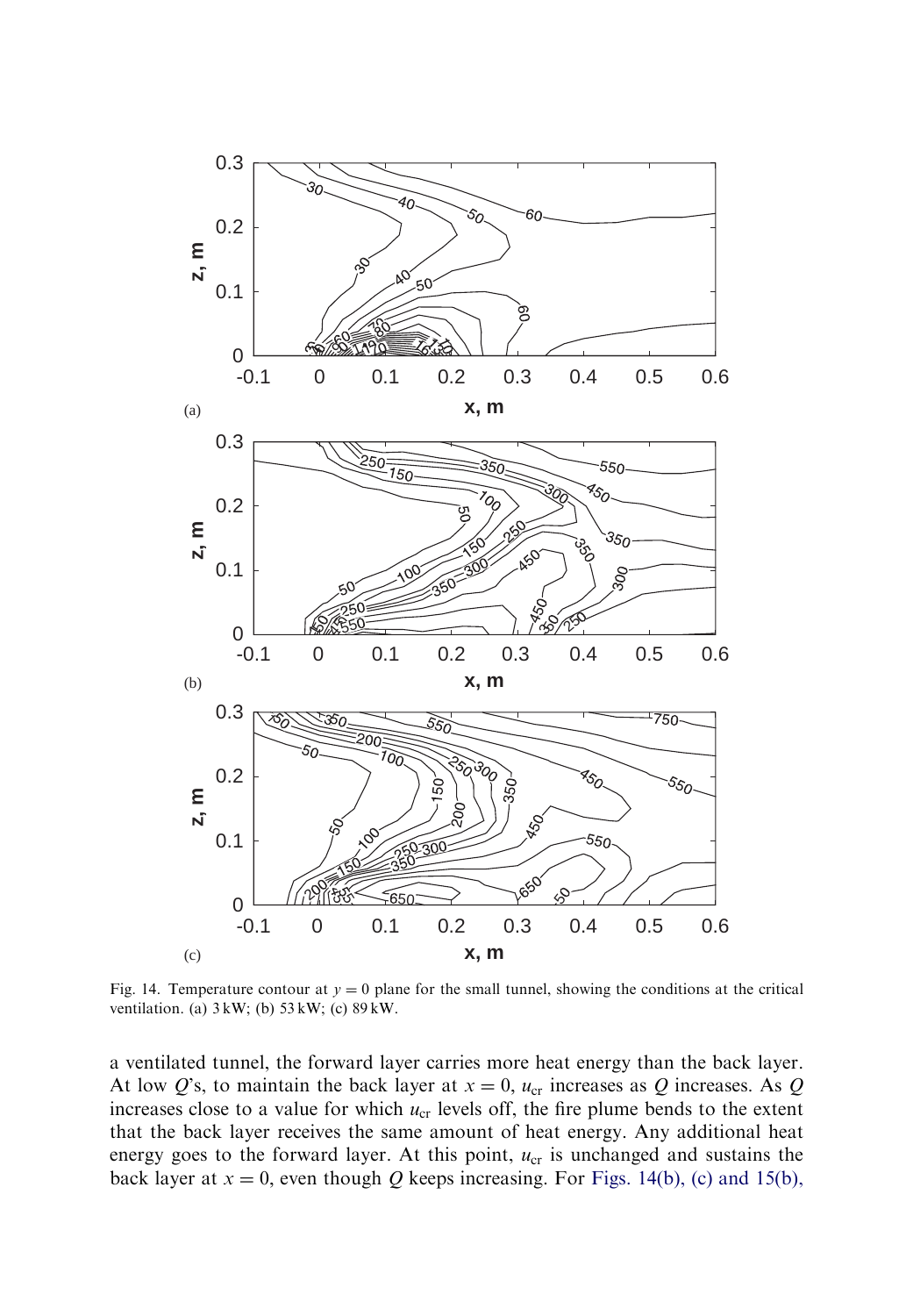Fig. 14. Temperature contour at $y = 0$ plane for the small tunnel, showing the conditions at the critical ventilation. (a) 3 kW; (b) 53 kW; (c) 89 kW.

a ventilated tunnel, the forward layer carries more heat energy than the back layer. At low $Q$'s, to maintain the back layer at $x = 0$, $u_{cr}$ increases as $Q$ increases. As $Q$ increases close to a value for which $u_{cr}$ levels off, the fire plume bends to the extent that the back layer receives the same amount of heat energy. Any additional heat energy goes to the forward layer. At this point, $u_{cr}$ is unchanged and sustains the back layer at $x = 0$, even though $Q$ keeps increasing. For Figs. 14(b), (c) and 15(b),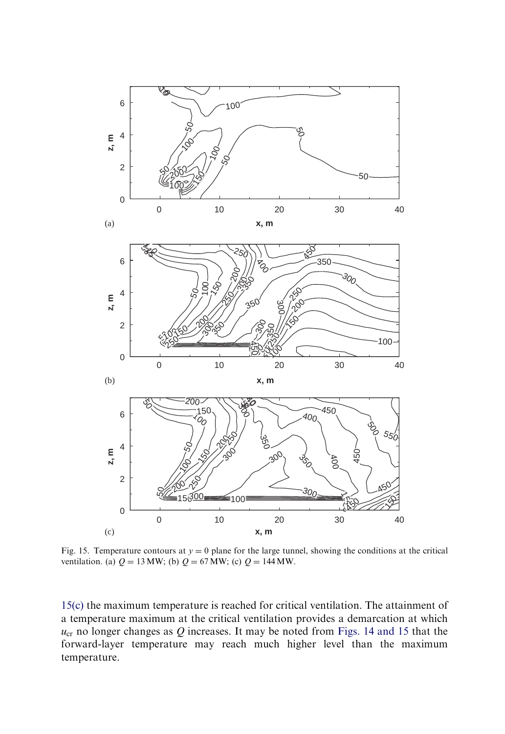Fig. 15. Temperature contours at $y = 0$ plane for the large tunnel, showing the conditions at the critical ventilation. (a) $Q = 13$ MW; (b) $Q = 67$ MW; (c) $Q = 144$ MW.

15(c) the maximum temperature is reached for critical ventilation. The attainment of a temperature maximum at the critical ventilation provides a demarcation at which $u_{cr}$ no longer changes as $Q$ increases. It may be noted from Figs. 14 and 15 that the forward-layer temperature may reach much higher level than the maximum temperature.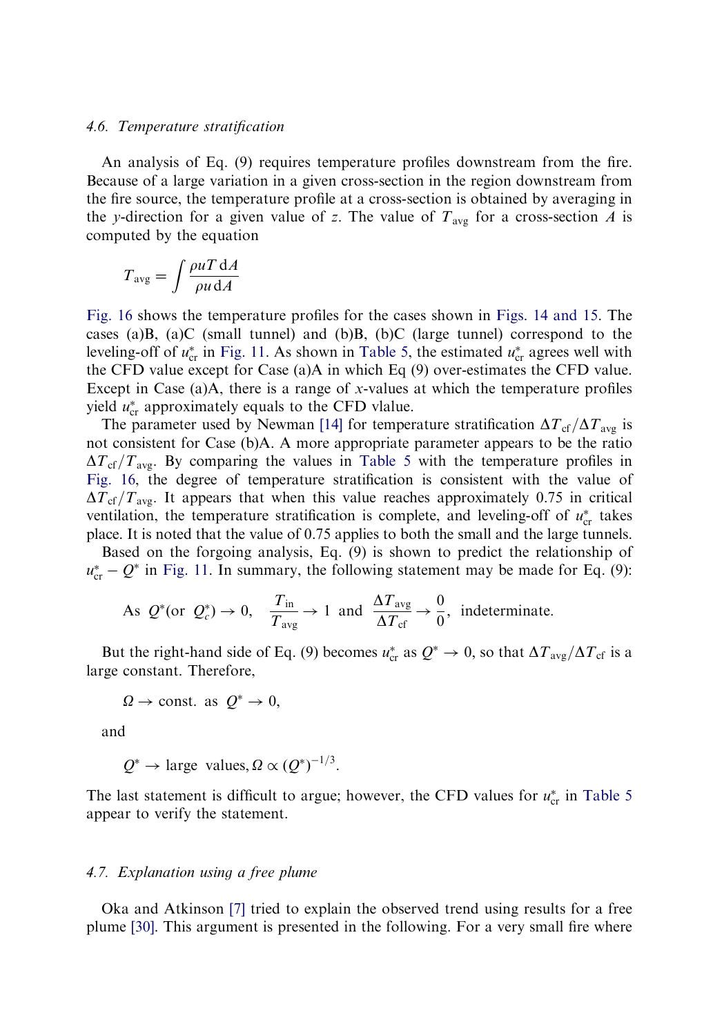### 4.6. Temperature stratification

An analysis of Eq. (9) requires temperature profiles downstream from the fire. Because of a large variation in a given cross-section in the region downstream from the fire source, the temperature profile at a cross-section is obtained by averaging in the $y$-direction for a given value of $z$. The value of $T_{\mathrm{avg}}$ for a cross-section $A$ is computed by the equation

$$T_{\mathrm{avg}} = \int \frac{\rho u T \, \mathrm{d}A}{\rho u \, \mathrm{d}A}$$

Fig. 16 shows the temperature profiles for the cases shown in Figs. 14 and 15. The cases (a)B, (a)C (small tunnel) and (b)B, (b)C (large tunnel) correspond to the leveling-off of $u^*_{\mathrm{cr}}$ in Fig. 11. As shown in Table 5, the estimated $u^*_{\mathrm{cr}}$ agrees well with the CFD value except for Case (a)A in which Eq (9) over-estimates the CFD value. Except in Case (a)A, there is a range of $x$-values at which the temperature profiles yield $u^*_{\mathrm{cr}}$ approximately equals to the CFD vlalue.

The parameter used by Newman [14] for temperature stratification $\Delta T_{\mathrm{cf}}/\Delta T_{\mathrm{avg}}$ is not consistent for Case (b)A. A more appropriate parameter appears to be the ratio $\Delta T_{\mathrm{cf}}/T_{\mathrm{avg}}$. By comparing the values in Table 5 with the temperature profiles in Fig. 16, the degree of temperature stratification is consistent with the value of $\Delta T_{\mathrm{cf}}/T_{\mathrm{avg}}$. It appears that when this value reaches approximately 0.75 in critical ventilation, the temperature stratification is complete, and leveling-off of $u^*_{\mathrm{cr}}$ takes place. It is noted that the value of 0.75 applies to both the small and the large tunnels.

Based on the forgoing analysis, Eq. (9) is shown to predict the relationship of $u^*_{\mathrm{cr}} - Q^*$ in Fig. 11. In summary, the following statement may be made for Eq. (9):

$$\text{As } Q^* (\text{or } Q^*_c) \to 0, \quad \frac{T_{\mathrm{in}}}{T_{\mathrm{avg}}} \to 1 \text{ and } \frac{\Delta T_{\mathrm{avg}}}{\Delta T_{\mathrm{cf}}} \to \frac{0}{0}, \text{ indeterminate.}$$

But the right-hand side of Eq. (9) becomes $u^*_{\mathrm{cr}}$ as $Q^* \to 0$, so that $\Delta T_{\mathrm{avg}}/\Delta T_{\mathrm{cf}}$ is a large constant. Therefore,

$$\Omega \to \text{const. as } Q^* \to 0,$$

and

$$Q^* \to \text{large values}, \Omega \propto (Q^*)^{-1/3}.$$

The last statement is difficult to argue; however, the CFD values for $u^*_{\mathrm{cr}}$ in Table 5 appear to verify the statement.

### 4.7. Explanation using a free plume

Oka and Atkinson [7] tried to explain the observed trend using results for a free plume [30]. This argument is presented in the following. For a very small fire where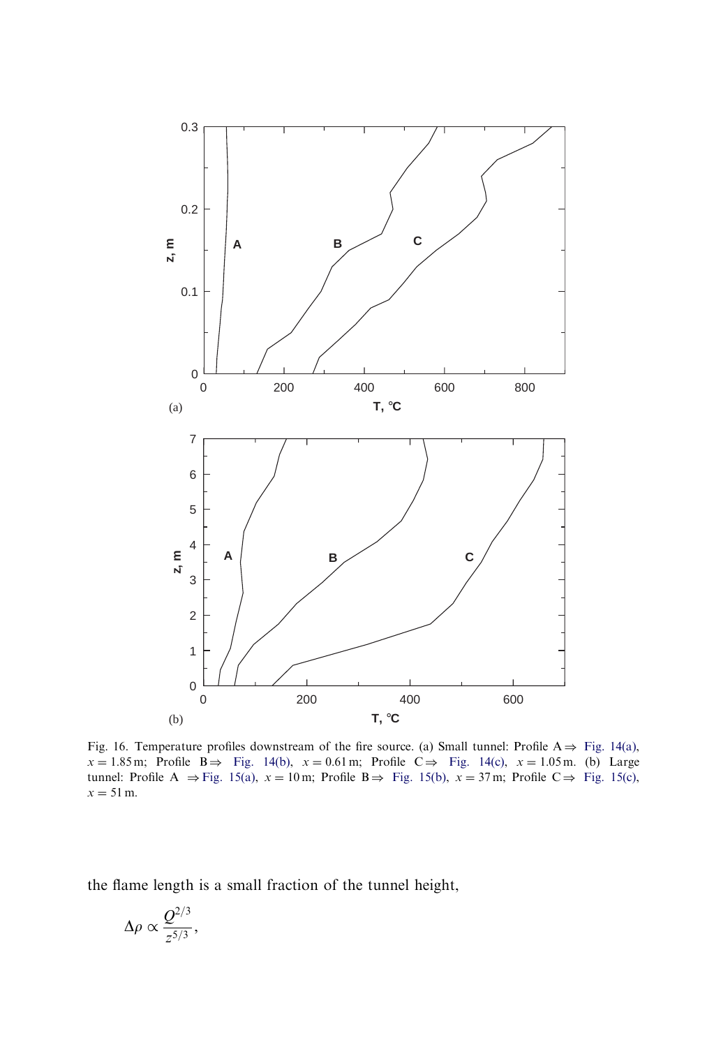Fig. 16. Temperature profiles downstream of the fire source. (a) Small tunnel: Profile A ⇒ Fig. 14(a), $x = 1.85\,\text{m}$; Profile B ⇒ Fig. 14(b), $x = 0.61\,\text{m}$; Profile C ⇒ Fig. 14(c), $x = 1.05\,\text{m}$. (b) Large tunnel: Profile A ⇒ Fig. 15(a), $x = 10\,\text{m}$; Profile B ⇒ Fig. 15(b), $x = 37\,\text{m}$; Profile C ⇒ Fig. 15(c), $x = 51\,\text{m}$.

the flame length is a small fraction of the tunnel height,

$$\Delta\rho \propto \frac{Q^{2/3}}{z^{5/3}},$$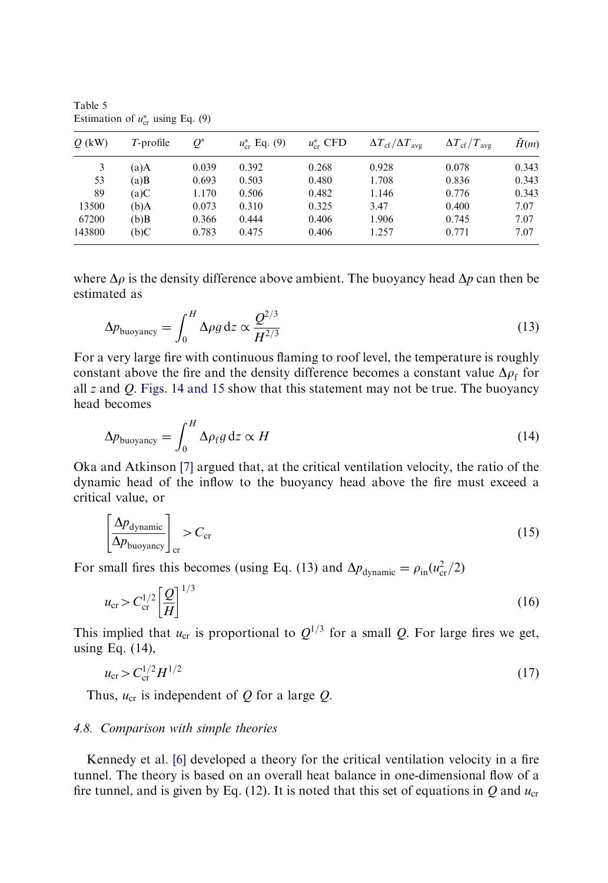Table 5
Estimation of $u^*_{cr}$ using Eq. (9)

| $Q$ (kW) | $T$-profile | $Q^*$ | $u^*_{cr}$ Eq. (9) | $u^*_{cr}$ CFD | $\Delta T_{cf}/\Delta T_{avg}$ | $\Delta T_{cf}/T_{avg}$ | $\bar{H}(m)$ |
|---|---|---|---|---|---|---|---|
| 3 | (a)A | 0.039 | 0.392 | 0.268 | 0.928 | 0.078 | 0.343 |
| 53 | (a)B | 0.693 | 0.503 | 0.480 | 1.708 | 0.836 | 0.343 |
| 89 | (a)C | 1.170 | 0.506 | 0.482 | 1.146 | 0.776 | 0.343 |
| 13500 | (b)A | 0.073 | 0.310 | 0.325 | 3.47 | 0.400 | 7.07 |
| 67200 | (b)B | 0.366 | 0.444 | 0.406 | 1.906 | 0.745 | 7.07 |
| 143800 | (b)C | 0.783 | 0.475 | 0.406 | 1.257 | 0.771 | 7.07 |

where $\Delta\rho$ is the density difference above ambient. The buoyancy head $\Delta p$ can then be estimated as

$$\Delta p_{\text{buoyancy}} = \int_0^H \Delta\rho g \, \mathrm{d}z \propto \frac{Q^{2/3}}{H^{2/3}} \tag{13}$$

For a very large fire with continuous flaming to roof level, the temperature is roughly constant above the fire and the density difference becomes a constant value $\Delta\rho_f$ for all $z$ and $Q$. Figs. 14 and 15 show that this statement may not be true. The buoyancy head becomes

$$\Delta p_{\text{buoyancy}} = \int_0^H \Delta\rho_f g \, \mathrm{d}z \propto H \tag{14}$$

Oka and Atkinson [7] argued that, at the critical ventilation velocity, the ratio of the dynamic head of the inflow to the buoyancy head above the fire must exceed a critical value, or

$$\left[\frac{\Delta p_{\text{dynamic}}}{\Delta p_{\text{buoyancy}}}\right]_{\text{cr}} > C_{\text{cr}} \tag{15}$$

For small fires this becomes (using Eq. (13) and $\Delta p_{\text{dynamic}} = \rho_{\text{in}}(u_{\text{cr}}^2/2)$

$$u_{\text{cr}} > C_{\text{cr}}^{1/2}\left[\frac{Q}{H}\right]^{1/3} \tag{16}$$

This implied that $u_{\text{cr}}$ is proportional to $Q^{1/3}$ for a small $Q$. For large fires we get, using Eq. (14),

$$u_{\text{cr}} > C_{\text{cr}}^{1/2} H^{1/2} \tag{17}$$

Thus, $u_{\text{cr}}$ is independent of $Q$ for a large $Q$.

### 4.8. Comparison with simple theories

Kennedy et al. [6] developed a theory for the critical ventilation velocity in a fire tunnel. The theory is based on an overall heat balance in one-dimensional flow of a fire tunnel, and is given by Eq. (12). It is noted that this set of equations in $Q$ and $u_{\text{cr}}$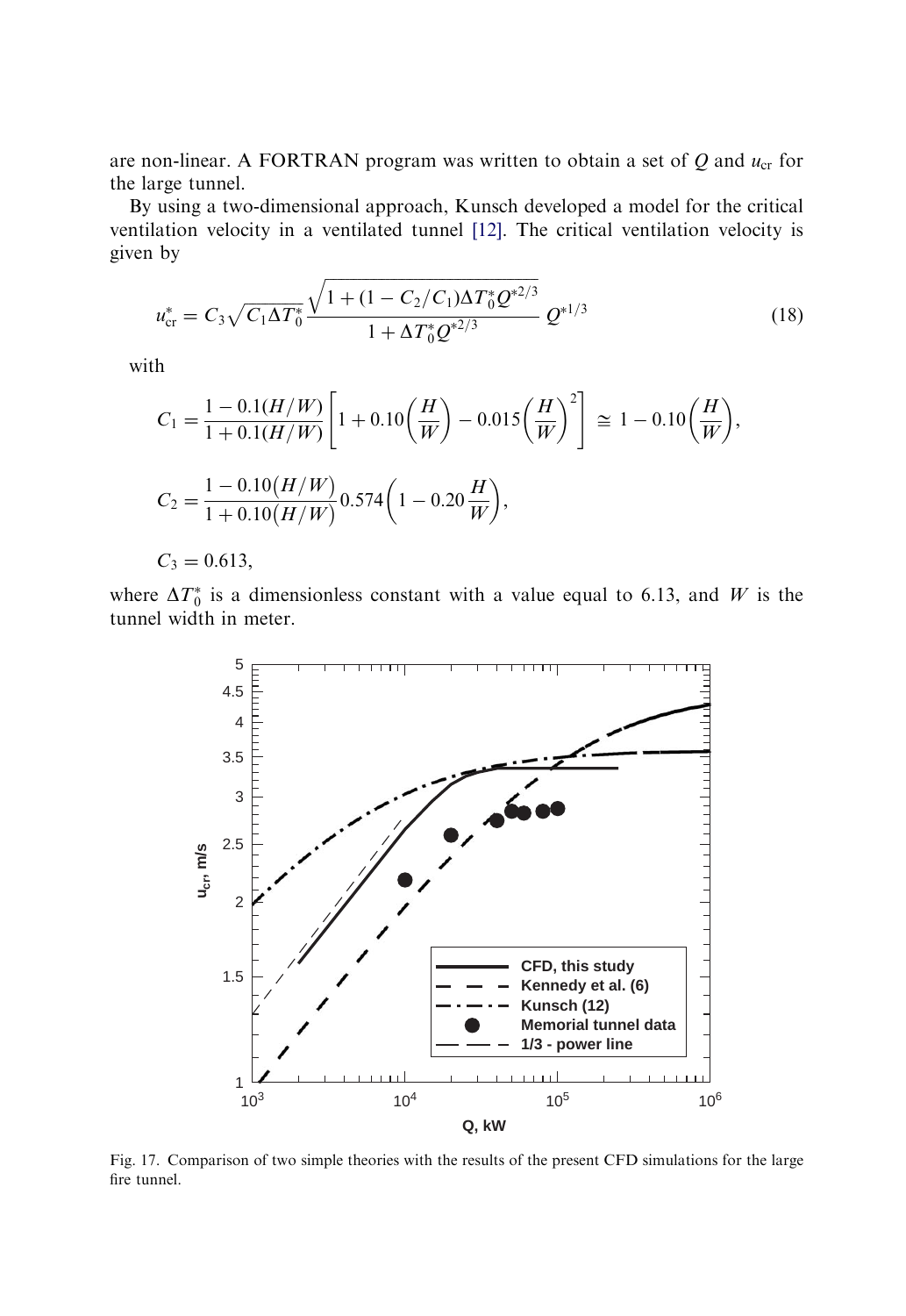are non-linear. A FORTRAN program was written to obtain a set of $Q$ and $u_{cr}$ for the large tunnel.

By using a two-dimensional approach, Kunsch developed a model for the critical ventilation velocity in a ventilated tunnel [12]. The critical ventilation velocity is given by

$$u^*_{cr} = C_3\sqrt{C_1\Delta T^*_0}\,\frac{\sqrt{1+(1-C_2/C_1)\Delta T^*_0 Q^{*2/3}}}{1+\Delta T^*_0 Q^{*2/3}}\,Q^{*1/3} \tag{18}$$

with

$$C_1 = \frac{1-0.1(H/W)}{1+0.1(H/W)}\left[1+0.10\left(\frac{H}{W}\right)-0.015\left(\frac{H}{W}\right)^2\right] \cong 1-0.10\left(\frac{H}{W}\right),$$

$$C_2 = \frac{1-0.10(H/W)}{1+0.10(H/W)}0.574\left(1-0.20\frac{H}{W}\right),$$

$$C_3 = 0.613,$$

where $\Delta T^*_0$ is a dimensionless constant with a value equal to 6.13, and $W$ is the tunnel width in meter.

Fig. 17. Comparison of two simple theories with the results of the present CFD simulations for the large fire tunnel.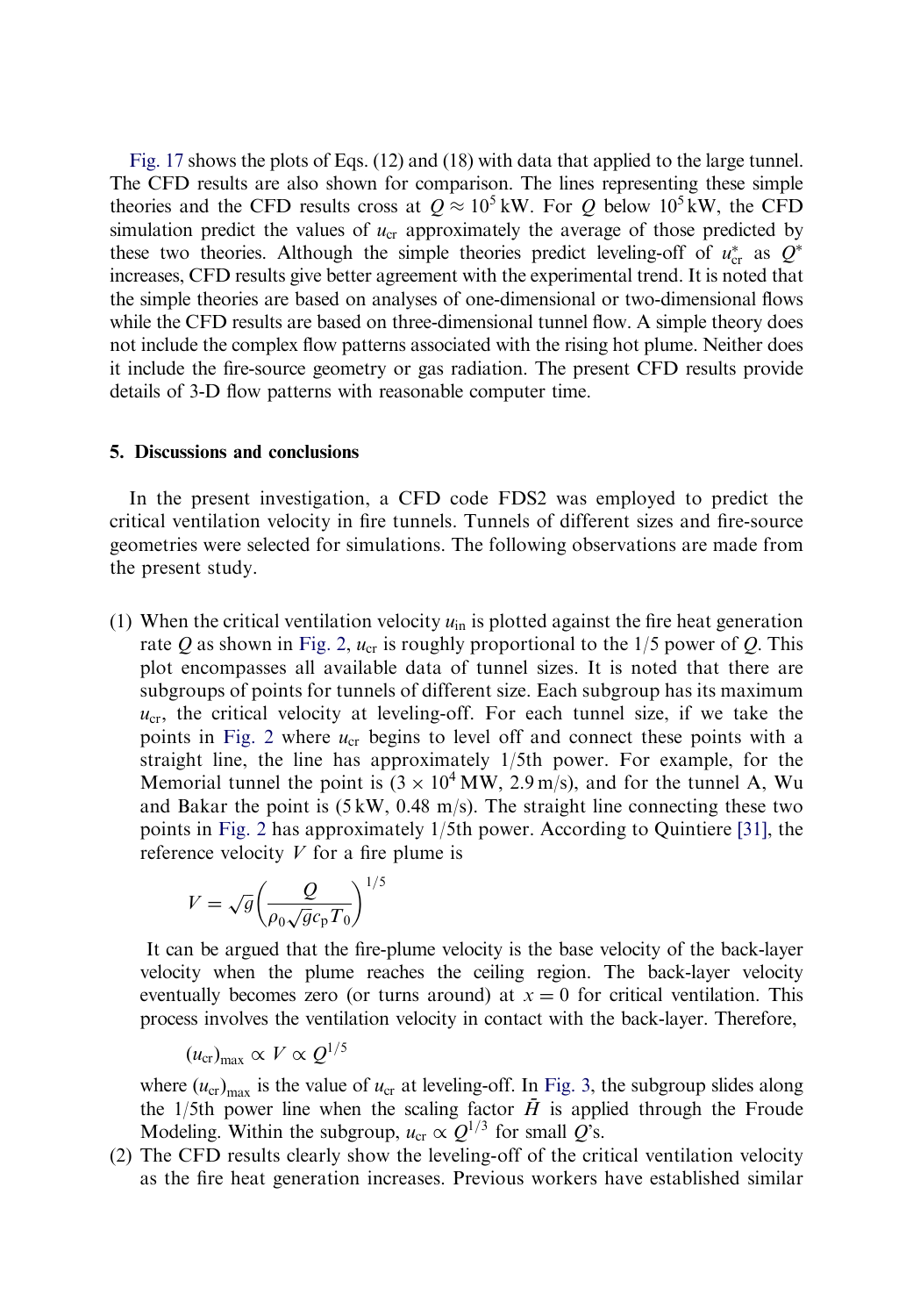Fig. 17 shows the plots of Eqs. (12) and (18) with data that applied to the large tunnel. The CFD results are also shown for comparison. The lines representing these simple theories and the CFD results cross at $Q \approx 10^5$ kW. For $Q$ below $10^5$ kW, the CFD simulation predict the values of $u_{cr}$ approximately the average of those predicted by these two theories. Although the simple theories predict leveling-off of $u^*_{cr}$ as $Q^*$ increases, CFD results give better agreement with the experimental trend. It is noted that the simple theories are based on analyses of one-dimensional or two-dimensional flows while the CFD results are based on three-dimensional tunnel flow. A simple theory does not include the complex flow patterns associated with the rising hot plume. Neither does it include the fire-source geometry or gas radiation. The present CFD results provide details of 3-D flow patterns with reasonable computer time.

## 5. Discussions and conclusions

In the present investigation, a CFD code FDS2 was employed to predict the critical ventilation velocity in fire tunnels. Tunnels of different sizes and fire-source geometries were selected for simulations. The following observations are made from the present study.

(1) When the critical ventilation velocity $u_{in}$ is plotted against the fire heat generation rate $Q$ as shown in Fig. 2, $u_{cr}$ is roughly proportional to the 1/5 power of $Q$. This plot encompasses all available data of tunnel sizes. It is noted that there are subgroups of points for tunnels of different size. Each subgroup has its maximum $u_{cr}$, the critical velocity at leveling-off. For each tunnel size, if we take the points in Fig. 2 where $u_{cr}$ begins to level off and connect these points with a straight line, the line has approximately 1/5th power. For example, for the Memorial tunnel the point is ($3 \times 10^4$ MW, 2.9 m/s), and for the tunnel A, Wu and Bakar the point is (5 kW, 0.48 m/s). The straight line connecting these two points in Fig. 2 has approximately 1/5th power. According to Quintiere [31], the reference velocity $V$ for a fire plume is

$$V = \sqrt{g}\left(\frac{Q}{\rho_0 \sqrt{g} c_p T_0}\right)^{1/5}$$

It can be argued that the fire-plume velocity is the base velocity of the back-layer velocity when the plume reaches the ceiling region. The back-layer velocity eventually becomes zero (or turns around) at $x = 0$ for critical ventilation. This process involves the ventilation velocity in contact with the back-layer. Therefore,

$$(u_{cr})_{max} \propto V \propto Q^{1/5}$$

where $(u_{cr})_{max}$ is the value of $u_{cr}$ at leveling-off. In Fig. 3, the subgroup slides along the 1/5th power line when the scaling factor $\bar{H}$ is applied through the Froude Modeling. Within the subgroup, $u_{cr} \propto Q^{1/3}$ for small $Q$'s.

(2) The CFD results clearly show the leveling-off of the critical ventilation velocity as the fire heat generation increases. Previous workers have established similar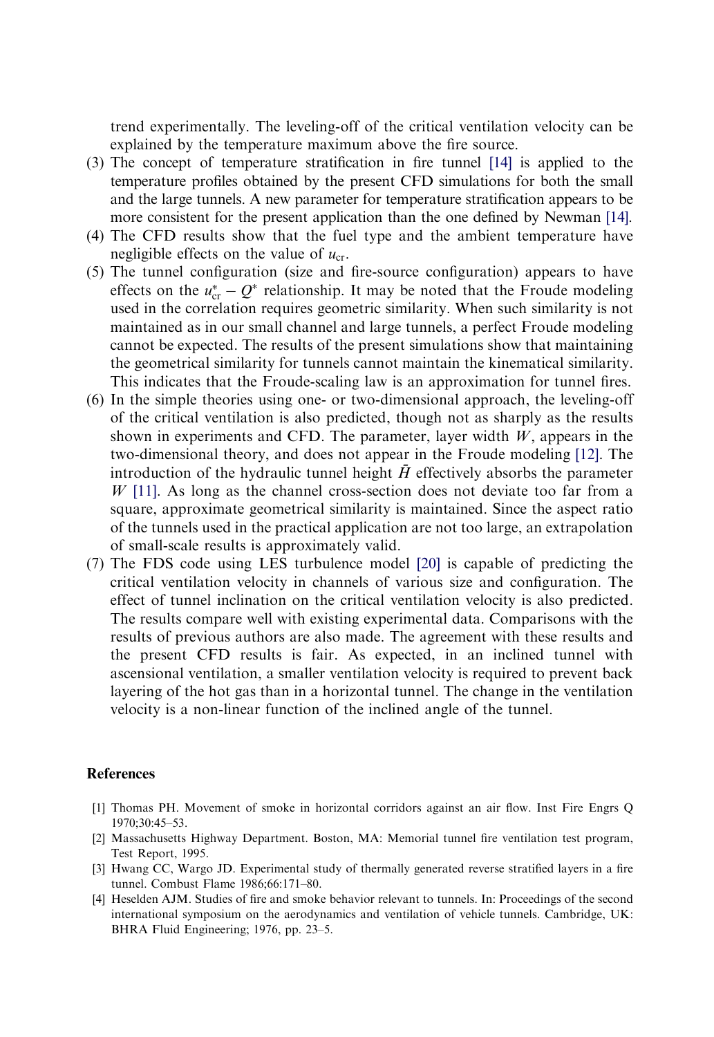trend experimentally. The leveling-off of the critical ventilation velocity can be explained by the temperature maximum above the fire source.

(3) The concept of temperature stratification in fire tunnel [14] is applied to the temperature profiles obtained by the present CFD simulations for both the small and the large tunnels. A new parameter for temperature stratification appears to be more consistent for the present application than the one defined by Newman [14].

(4) The CFD results show that the fuel type and the ambient temperature have negligible effects on the value of $u_{cr}$.

(5) The tunnel configuration (size and fire-source configuration) appears to have effects on the $u^*_{cr} - Q^*$ relationship. It may be noted that the Froude modeling used in the correlation requires geometric similarity. When such similarity is not maintained as in our small channel and large tunnels, a perfect Froude modeling cannot be expected. The results of the present simulations show that maintaining the geometrical similarity for tunnels cannot maintain the kinematical similarity. This indicates that the Froude-scaling law is an approximation for tunnel fires.

(6) In the simple theories using one- or two-dimensional approach, the leveling-off of the critical ventilation is also predicted, though not as sharply as the results shown in experiments and CFD. The parameter, layer width $W$, appears in the two-dimensional theory, and does not appear in the Froude modeling [12]. The introduction of the hydraulic tunnel height $\bar{H}$ effectively absorbs the parameter $W$ [11]. As long as the channel cross-section does not deviate too far from a square, approximate geometrical similarity is maintained. Since the aspect ratio of the tunnels used in the practical application are not too large, an extrapolation of small-scale results is approximately valid.

(7) The FDS code using LES turbulence model [20] is capable of predicting the critical ventilation velocity in channels of various size and configuration. The effect of tunnel inclination on the critical ventilation velocity is also predicted. The results compare well with existing experimental data. Comparisons with the results of previous authors are also made. The agreement with these results and the present CFD results is fair. As expected, in an inclined tunnel with ascensional ventilation, a smaller ventilation velocity is required to prevent back layering of the hot gas than in a horizontal tunnel. The change in the ventilation velocity is a non-linear function of the inclined angle of the tunnel.

## References

[1] Thomas PH. Movement of smoke in horizontal corridors against an air flow. Inst Fire Engrs Q 1970;30:45–53.

[2] Massachusetts Highway Department. Boston, MA: Memorial tunnel fire ventilation test program, Test Report, 1995.

[3] Hwang CC, Wargo JD. Experimental study of thermally generated reverse stratified layers in a fire tunnel. Combust Flame 1986;66:171–80.

[4] Heselden AJM. Studies of fire and smoke behavior relevant to tunnels. In: Proceedings of the second international symposium on the aerodynamics and ventilation of vehicle tunnels. Cambridge, UK: BHRA Fluid Engineering; 1976, pp. 23–5.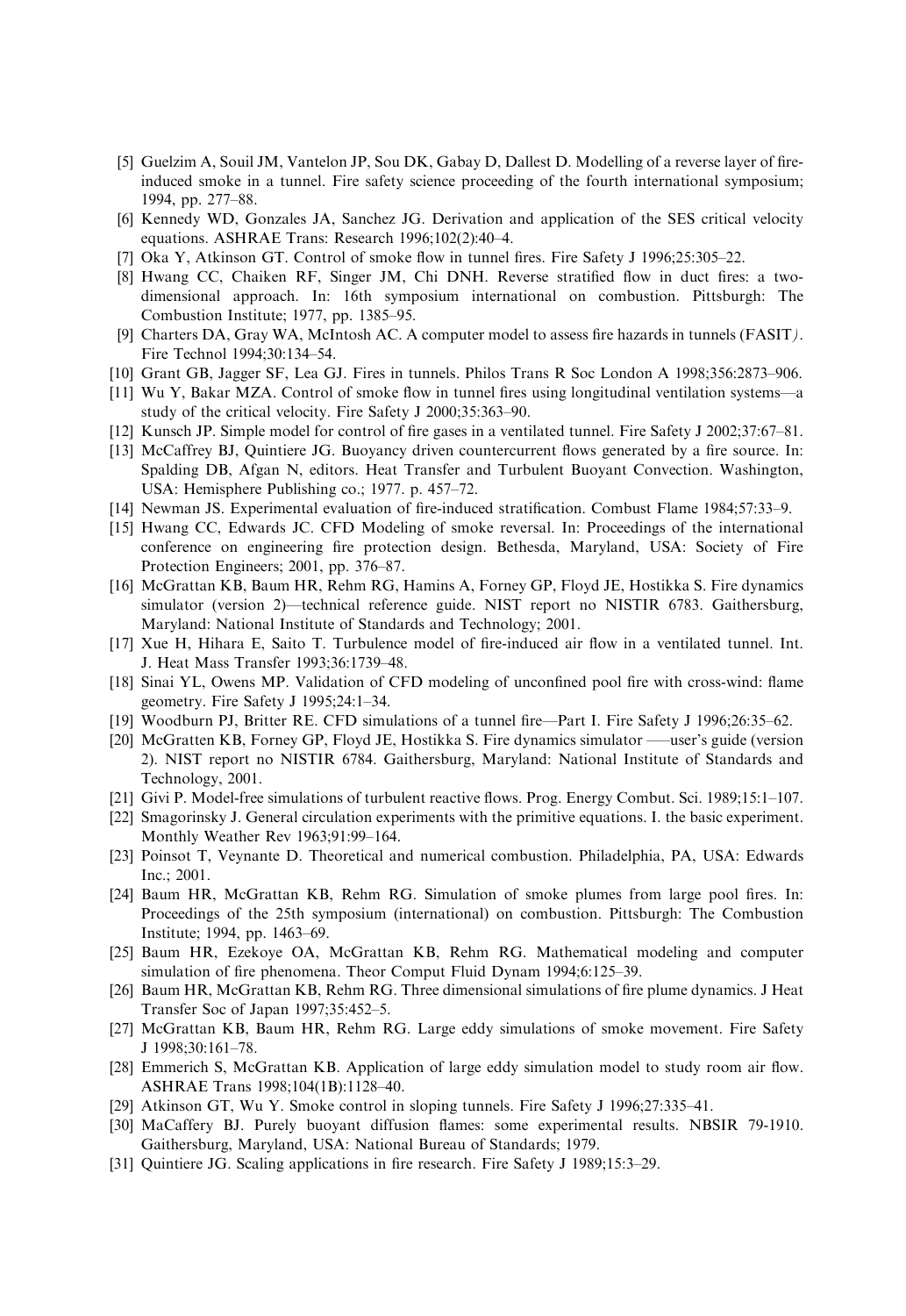[5] Guelzim A, Souil JM, Vantelon JP, Sou DK, Gabay D, Dallest D. Modelling of a reverse layer of fire-induced smoke in a tunnel. Fire safety science proceeding of the fourth international symposium; 1994, pp. 277–88.

[6] Kennedy WD, Gonzales JA, Sanchez JG. Derivation and application of the SES critical velocity equations. ASHRAE Trans: Research 1996;102(2):40–4.

[7] Oka Y, Atkinson GT. Control of smoke flow in tunnel fires. Fire Safety J 1996;25:305–22.

[8] Hwang CC, Chaiken RF, Singer JM, Chi DNH. Reverse stratified flow in duct fires: a two-dimensional approach. In: 16th symposium international on combustion. Pittsburgh: The Combustion Institute; 1977, pp. 1385–95.

[9] Charters DA, Gray WA, McIntosh AC. A computer model to assess fire hazards in tunnels (FASIT). Fire Technol 1994;30:134–54.

[10] Grant GB, Jagger SF, Lea GJ. Fires in tunnels. Philos Trans R Soc London A 1998;356:2873–906.

[11] Wu Y, Bakar MZA. Control of smoke flow in tunnel fires using longitudinal ventilation systems—a study of the critical velocity. Fire Safety J 2000;35:363–90.

[12] Kunsch JP. Simple model for control of fire gases in a ventilated tunnel. Fire Safety J 2002;37:67–81.

[13] McCaffrey BJ, Quintiere JG. Buoyancy driven countercurrent flows generated by a fire source. In: Spalding DB, Afgan N, editors. Heat Transfer and Turbulent Buoyant Convection. Washington, USA: Hemisphere Publishing co.; 1977. p. 457–72.

[14] Newman JS. Experimental evaluation of fire-induced stratification. Combust Flame 1984;57:33–9.

[15] Hwang CC, Edwards JC. CFD Modeling of smoke reversal. In: Proceedings of the international conference on engineering fire protection design. Bethesda, Maryland, USA: Society of Fire Protection Engineers; 2001, pp. 376–87.

[16] McGrattan KB, Baum HR, Rehm RG, Hamins A, Forney GP, Floyd JE, Hostikka S. Fire dynamics simulator (version 2)—technical reference guide. NIST report no NISTIR 6783. Gaithersburg, Maryland: National Institute of Standards and Technology; 2001.

[17] Xue H, Hihara E, Saito T. Turbulence model of fire-induced air flow in a ventilated tunnel. Int. J. Heat Mass Transfer 1993;36:1739–48.

[18] Sinai YL, Owens MP. Validation of CFD modeling of unconfined pool fire with cross-wind: flame geometry. Fire Safety J 1995;24:1–34.

[19] Woodburn PJ, Britter RE. CFD simulations of a tunnel fire—Part I. Fire Safety J 1996;26:35–62.

[20] McGratten KB, Forney GP, Floyd JE, Hostikka S. Fire dynamics simulator ––user's guide (version 2). NIST report no NISTIR 6784. Gaithersburg, Maryland: National Institute of Standards and Technology, 2001.

[21] Givi P. Model-free simulations of turbulent reactive flows. Prog. Energy Combut. Sci. 1989;15:1–107.

[22] Smagorinsky J. General circulation experiments with the primitive equations. I. the basic experiment. Monthly Weather Rev 1963;91:99–164.

[23] Poinsot T, Veynante D. Theoretical and numerical combustion. Philadelphia, PA, USA: Edwards Inc.; 2001.

[24] Baum HR, McGrattan KB, Rehm RG. Simulation of smoke plumes from large pool fires. In: Proceedings of the 25th symposium (international) on combustion. Pittsburgh: The Combustion Institute; 1994, pp. 1463–69.

[25] Baum HR, Ezekoye OA, McGrattan KB, Rehm RG. Mathematical modeling and computer simulation of fire phenomena. Theor Comput Fluid Dynam 1994;6:125–39.

[26] Baum HR, McGrattan KB, Rehm RG. Three dimensional simulations of fire plume dynamics. J Heat Transfer Soc of Japan 1997;35:452–5.

[27] McGrattan KB, Baum HR, Rehm RG. Large eddy simulations of smoke movement. Fire Safety J 1998;30:161–78.

[28] Emmerich S, McGrattan KB. Application of large eddy simulation model to study room air flow. ASHRAE Trans 1998;104(1B):1128–40.

[29] Atkinson GT, Wu Y. Smoke control in sloping tunnels. Fire Safety J 1996;27:335–41.

[30] MaCaffery BJ. Purely buoyant diffusion flames: some experimental results. NBSIR 79-1910. Gaithersburg, Maryland, USA: National Bureau of Standards; 1979.

[31] Quintiere JG. Scaling applications in fire research. Fire Safety J 1989;15:3–29.